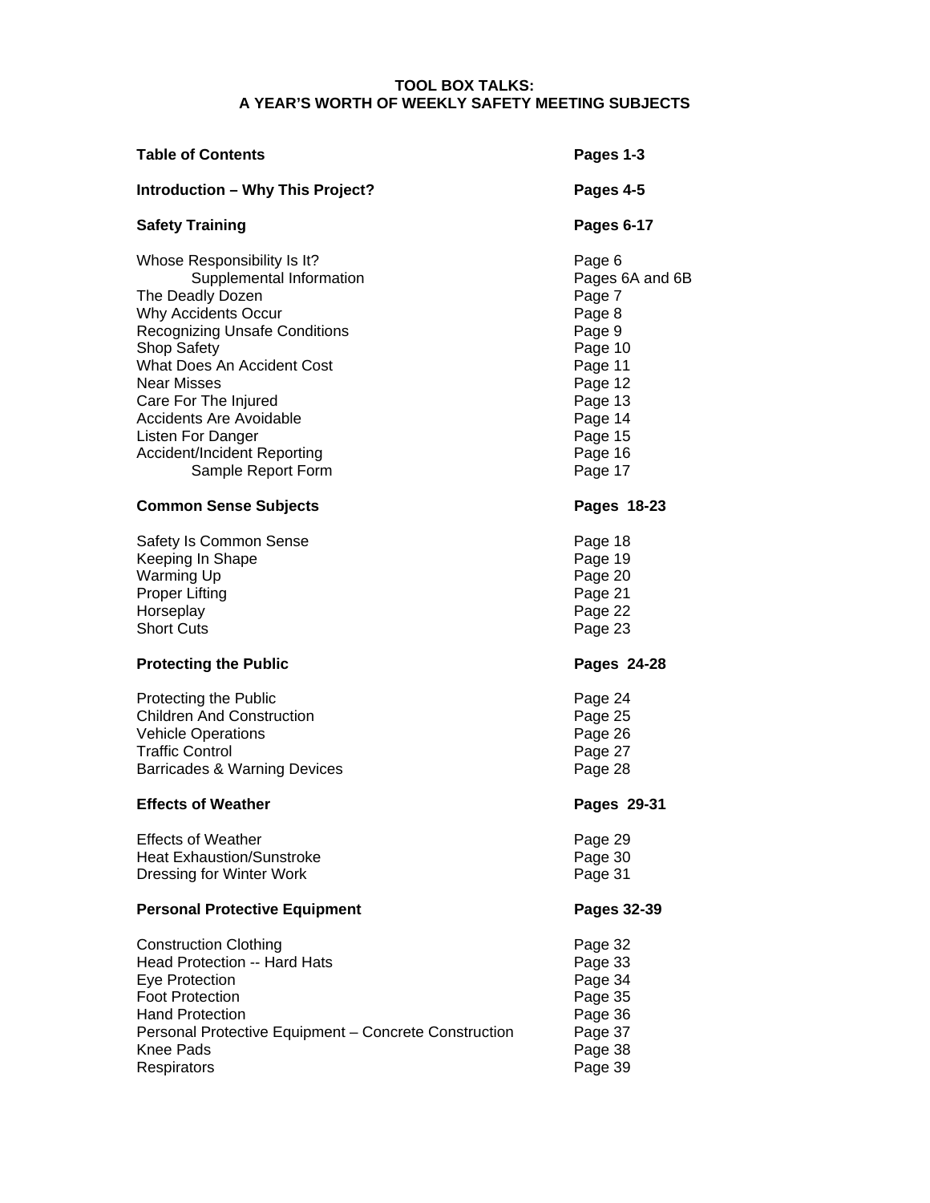# TOOL BOX TALKS:
# A YEAR'S WORTH OF WEEKLY SAFETY MEETING SUBJECTS

| | |
|---|---|
| **Table of Contents** | **Pages 1-3** |
| **Introduction – Why This Project?** | **Pages 4-5** |
| **Safety Training** | **Pages 6-17** |
| Whose Responsibility Is It? | Page 6 |
| Supplemental Information | Pages 6A and 6B |
| The Deadly Dozen | Page 7 |
| Why Accidents Occur | Page 8 |
| Recognizing Unsafe Conditions | Page 9 |
| Shop Safety | Page 10 |
| What Does An Accident Cost | Page 11 |
| Near Misses | Page 12 |
| Care For The Injured | Page 13 |
| Accidents Are Avoidable | Page 14 |
| Listen For Danger | Page 15 |
| Accident/Incident Reporting | Page 16 |
| Sample Report Form | Page 17 |
| **Common Sense Subjects** | **Pages 18-23** |
| Safety Is Common Sense | Page 18 |
| Keeping In Shape | Page 19 |
| Warming Up | Page 20 |
| Proper Lifting | Page 21 |
| Horseplay | Page 22 |
| Short Cuts | Page 23 |
| **Protecting the Public** | **Pages 24-28** |
| Protecting the Public | Page 24 |
| Children And Construction | Page 25 |
| Vehicle Operations | Page 26 |
| Traffic Control | Page 27 |
| Barricades & Warning Devices | Page 28 |
| **Effects of Weather** | **Pages 29-31** |
| Effects of Weather | Page 29 |
| Heat Exhaustion/Sunstroke | Page 30 |
| Dressing for Winter Work | Page 31 |
| **Personal Protective Equipment** | **Pages 32-39** |
| Construction Clothing | Page 32 |
| Head Protection -- Hard Hats | Page 33 |
| Eye Protection | Page 34 |
| Foot Protection | Page 35 |
| Hand Protection | Page 36 |
| Personal Protective Equipment – Concrete Construction | Page 37 |
| Knee Pads | Page 38 |
| Respirators | Page 39 |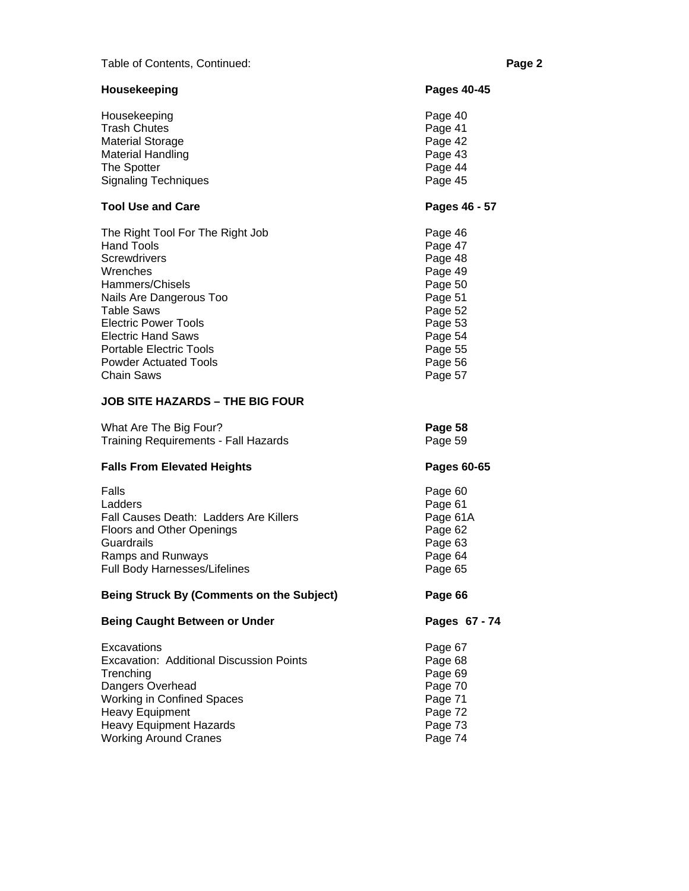Table of Contents, Continued:

| | |
|---|---|
| **Housekeeping** | **Pages 40-45** |
| Housekeeping | Page 40 |
| Trash Chutes | Page 41 |
| Material Storage | Page 42 |
| Material Handling | Page 43 |
| The Spotter | Page 44 |
| Signaling Techniques | Page 45 |
| **Tool Use and Care** | **Pages 46 - 57** |
| The Right Tool For The Right Job | Page 46 |
| Hand Tools | Page 47 |
| Screwdrivers | Page 48 |
| Wrenches | Page 49 |
| Hammers/Chisels | Page 50 |
| Nails Are Dangerous Too | Page 51 |
| Table Saws | Page 52 |
| Electric Power Tools | Page 53 |
| Electric Hand Saws | Page 54 |
| Portable Electric Tools | Page 55 |
| Powder Actuated Tools | Page 56 |
| Chain Saws | Page 57 |
| **JOB SITE HAZARDS – THE BIG FOUR** | |
| What Are The Big Four? | **Page 58** |
| Training Requirements - Fall Hazards | Page 59 |
| **Falls From Elevated Heights** | **Pages 60-65** |
| Falls | Page 60 |
| Ladders | Page 61 |
| Fall Causes Death: Ladders Are Killers | Page 61A |
| Floors and Other Openings | Page 62 |
| Guardrails | Page 63 |
| Ramps and Runways | Page 64 |
| Full Body Harnesses/Lifelines | Page 65 |
| **Being Struck By (Comments on the Subject)** | **Page 66** |
| **Being Caught Between or Under** | **Pages 67 - 74** |
| Excavations | Page 67 |
| Excavation: Additional Discussion Points | Page 68 |
| Trenching | Page 69 |
| Dangers Overhead | Page 70 |
| Working in Confined Spaces | Page 71 |
| Heavy Equipment | Page 72 |
| Heavy Equipment Hazards | Page 73 |
| Working Around Cranes | Page 74 |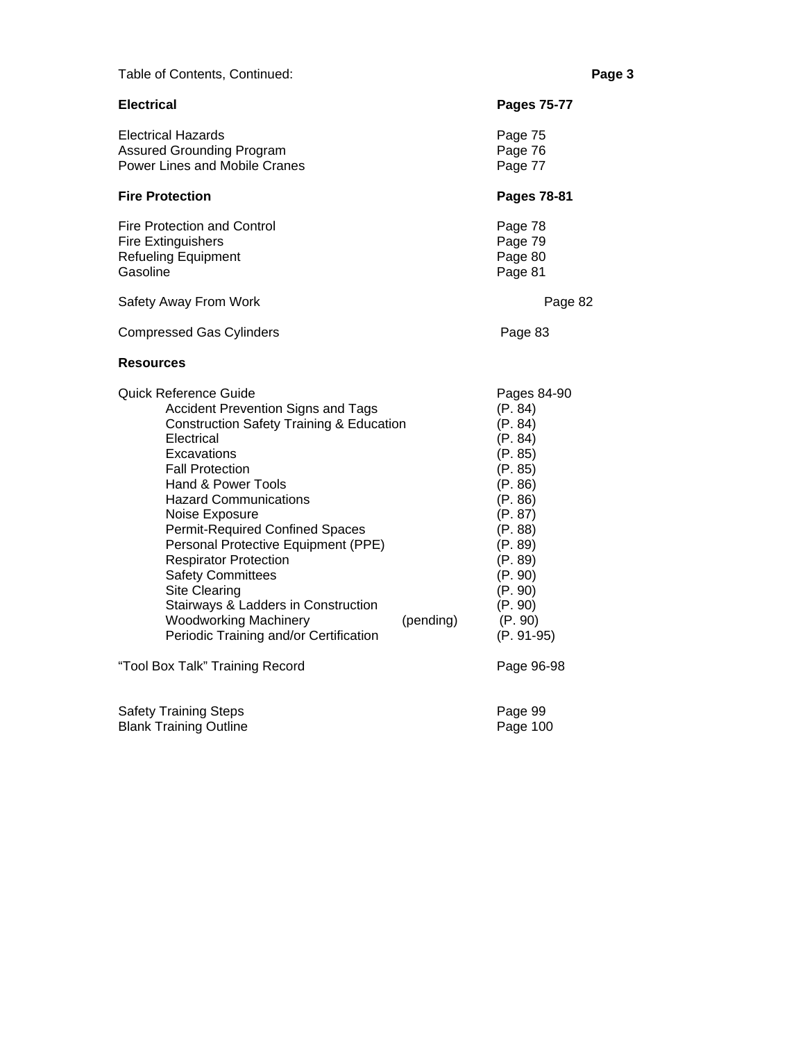Table of Contents, Continued:

| | |
|---|---|
| **Electrical** | **Pages 75-77** |
| Electrical Hazards | Page 75 |
| Assured Grounding Program | Page 76 |
| Power Lines and Mobile Cranes | Page 77 |
| **Fire Protection** | **Pages 78-81** |
| Fire Protection and Control | Page 78 |
| Fire Extinguishers | Page 79 |
| Refueling Equipment | Page 80 |
| Gasoline | Page 81 |
| Safety Away From Work | Page 82 |
| Compressed Gas Cylinders | Page 83 |
| **Resources** | |
| Quick Reference Guide | Pages 84-90 |
| Accident Prevention Signs and Tags | (P. 84) |
| Construction Safety Training & Education | (P. 84) |
| Electrical | (P. 84) |
| Excavations | (P. 85) |
| Fall Protection | (P. 85) |
| Hand & Power Tools | (P. 86) |
| Hazard Communications | (P. 86) |
| Noise Exposure | (P. 87) |
| Permit-Required Confined Spaces | (P. 88) |
| Personal Protective Equipment (PPE) | (P. 89) |
| Respirator Protection | (P. 89) |
| Safety Committees | (P. 90) |
| Site Clearing | (P. 90) |
| Stairways & Ladders in Construction | (P. 90) |
| Woodworking Machinery (pending) | (P. 90) |
| Periodic Training and/or Certification | (P. 91-95) |
| "Tool Box Talk" Training Record | Page 96-98 |
| Safety Training Steps | Page 99 |
| Blank Training Outline | Page 100 |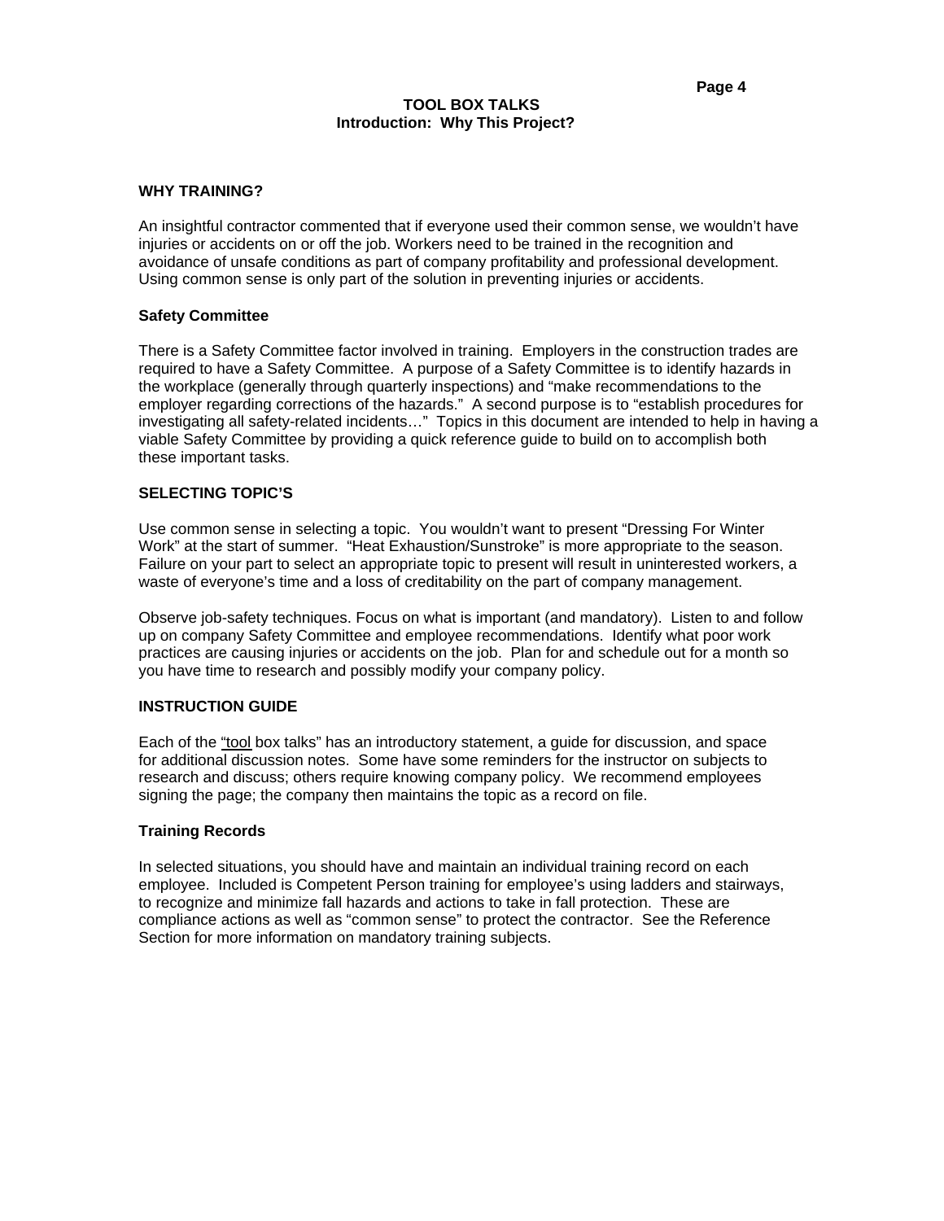# TOOL BOX TALKS
## Introduction: Why This Project?

### WHY TRAINING?

An insightful contractor commented that if everyone used their common sense, we wouldn't have injuries or accidents on or off the job. Workers need to be trained in the recognition and avoidance of unsafe conditions as part of company profitability and professional development. Using common sense is only part of the solution in preventing injuries or accidents.

### Safety Committee

There is a Safety Committee factor involved in training. Employers in the construction trades are required to have a Safety Committee. A purpose of a Safety Committee is to identify hazards in the workplace (generally through quarterly inspections) and "make recommendations to the employer regarding corrections of the hazards." A second purpose is to "establish procedures for investigating all safety-related incidents…" Topics in this document are intended to help in having a viable Safety Committee by providing a quick reference guide to build on to accomplish both these important tasks.

### SELECTING TOPIC'S

Use common sense in selecting a topic. You wouldn't want to present "Dressing For Winter Work" at the start of summer. "Heat Exhaustion/Sunstroke" is more appropriate to the season. Failure on your part to select an appropriate topic to present will result in uninterested workers, a waste of everyone's time and a loss of creditability on the part of company management.

Observe job-safety techniques. Focus on what is important (and mandatory). Listen to and follow up on company Safety Committee and employee recommendations. Identify what poor work practices are causing injuries or accidents on the job. Plan for and schedule out for a month so you have time to research and possibly modify your company policy.

### INSTRUCTION GUIDE

Each of the "tool box talks" has an introductory statement, a guide for discussion, and space for additional discussion notes. Some have some reminders for the instructor on subjects to research and discuss; others require knowing company policy. We recommend employees signing the page; the company then maintains the topic as a record on file.

### Training Records

In selected situations, you should have and maintain an individual training record on each employee. Included is Competent Person training for employee's using ladders and stairways, to recognize and minimize fall hazards and actions to take in fall protection. These are compliance actions as well as "common sense" to protect the contractor. See the Reference Section for more information on mandatory training subjects.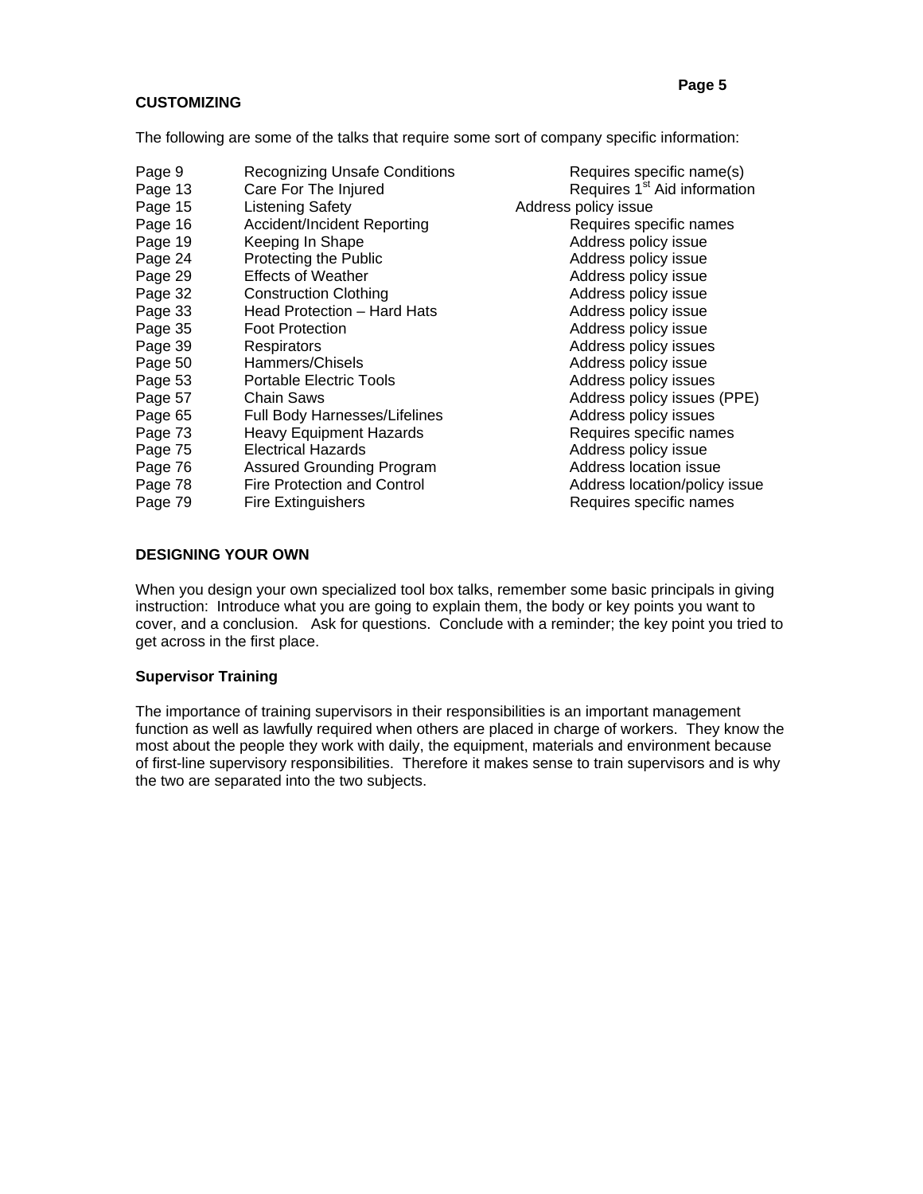## CUSTOMIZING

The following are some of the talks that require some sort of company specific information:

| | | |
|---|---|---|
| Page 9 | Recognizing Unsafe Conditions | Requires specific name(s) |
| Page 13 | Care For The Injured | Requires 1st Aid information |
| Page 15 | Listening Safety | Address policy issue |
| Page 16 | Accident/Incident Reporting | Requires specific names |
| Page 19 | Keeping In Shape | Address policy issue |
| Page 24 | Protecting the Public | Address policy issue |
| Page 29 | Effects of Weather | Address policy issue |
| Page 32 | Construction Clothing | Address policy issue |
| Page 33 | Head Protection – Hard Hats | Address policy issue |
| Page 35 | Foot Protection | Address policy issue |
| Page 39 | Respirators | Address policy issues |
| Page 50 | Hammers/Chisels | Address policy issue |
| Page 53 | Portable Electric Tools | Address policy issues |
| Page 57 | Chain Saws | Address policy issues (PPE) |
| Page 65 | Full Body Harnesses/Lifelines | Address policy issues |
| Page 73 | Heavy Equipment Hazards | Requires specific names |
| Page 75 | Electrical Hazards | Address policy issue |
| Page 76 | Assured Grounding Program | Address location issue |
| Page 78 | Fire Protection and Control | Address location/policy issue |
| Page 79 | Fire Extinguishers | Requires specific names |

## DESIGNING YOUR OWN

When you design your own specialized tool box talks, remember some basic principals in giving instruction: Introduce what you are going to explain them, the body or key points you want to cover, and a conclusion. Ask for questions. Conclude with a reminder; the key point you tried to get across in the first place.

### Supervisor Training

The importance of training supervisors in their responsibilities is an important management function as well as lawfully required when others are placed in charge of workers. They know the most about the people they work with daily, the equipment, materials and environment because of first-line supervisory responsibilities. Therefore it makes sense to train supervisors and is why the two are separated into the two subjects.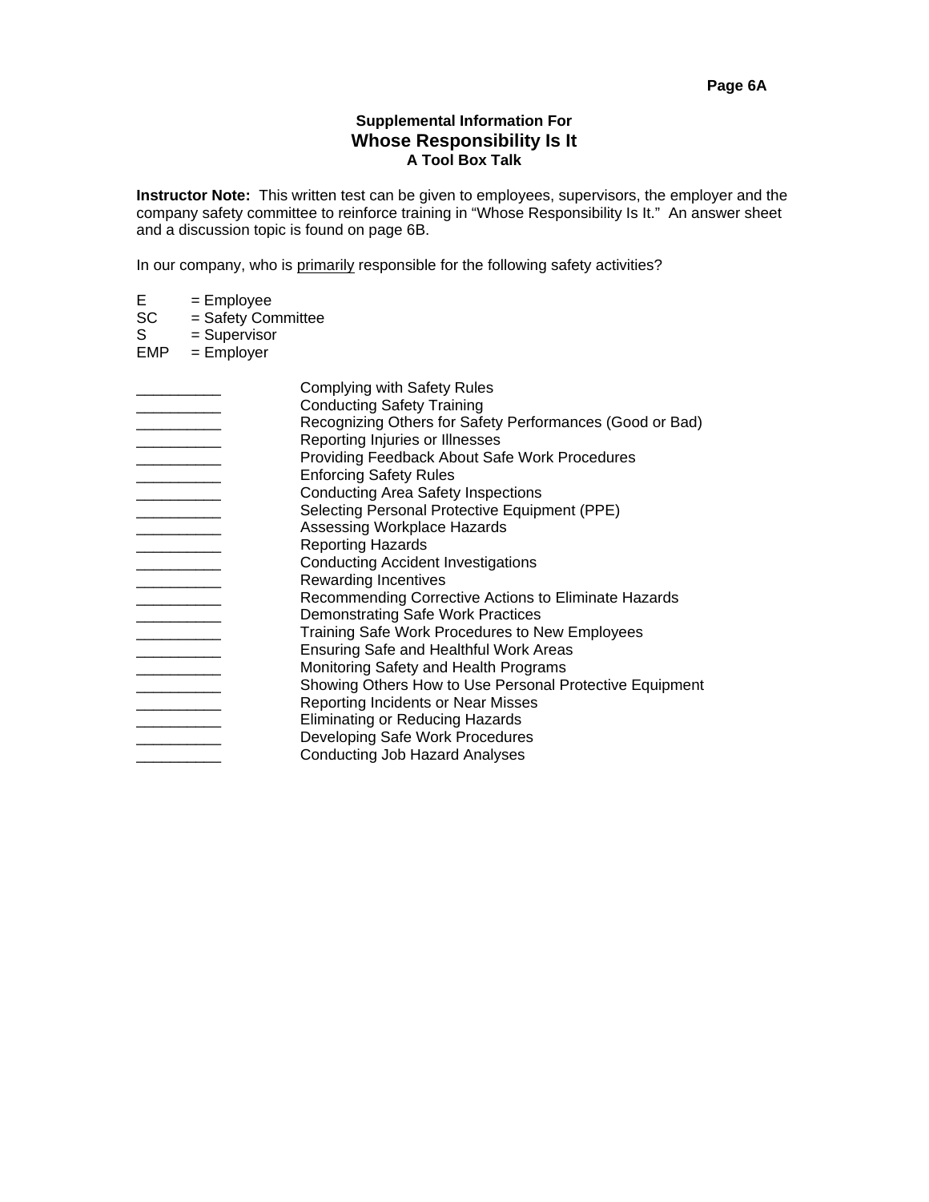**Supplemental Information For**

## Whose Responsibility Is It

**A Tool Box Talk**

**Instructor Note:** This written test can be given to employees, supervisors, the employer and the company safety committee to reinforce training in “Whose Responsibility Is It.” An answer sheet and a discussion topic is found on page 6B.

In our company, who is <u>primarily</u> responsible for the following safety activities?

E = Employee
SC = Safety Committee
S = Supervisor
EMP = Employer

__________ Complying with Safety Rules
__________ Conducting Safety Training
__________ Recognizing Others for Safety Performances (Good or Bad)
__________ Reporting Injuries or Illnesses
__________ Providing Feedback About Safe Work Procedures
__________ Enforcing Safety Rules
__________ Conducting Area Safety Inspections
__________ Selecting Personal Protective Equipment (PPE)
__________ Assessing Workplace Hazards
__________ Reporting Hazards
__________ Conducting Accident Investigations
__________ Rewarding Incentives
__________ Recommending Corrective Actions to Eliminate Hazards
__________ Demonstrating Safe Work Practices
__________ Training Safe Work Procedures to New Employees
__________ Ensuring Safe and Healthful Work Areas
__________ Monitoring Safety and Health Programs
__________ Showing Others How to Use Personal Protective Equipment
__________ Reporting Incidents or Near Misses
__________ Eliminating or Reducing Hazards
__________ Developing Safe Work Procedures
__________ Conducting Job Hazard Analyses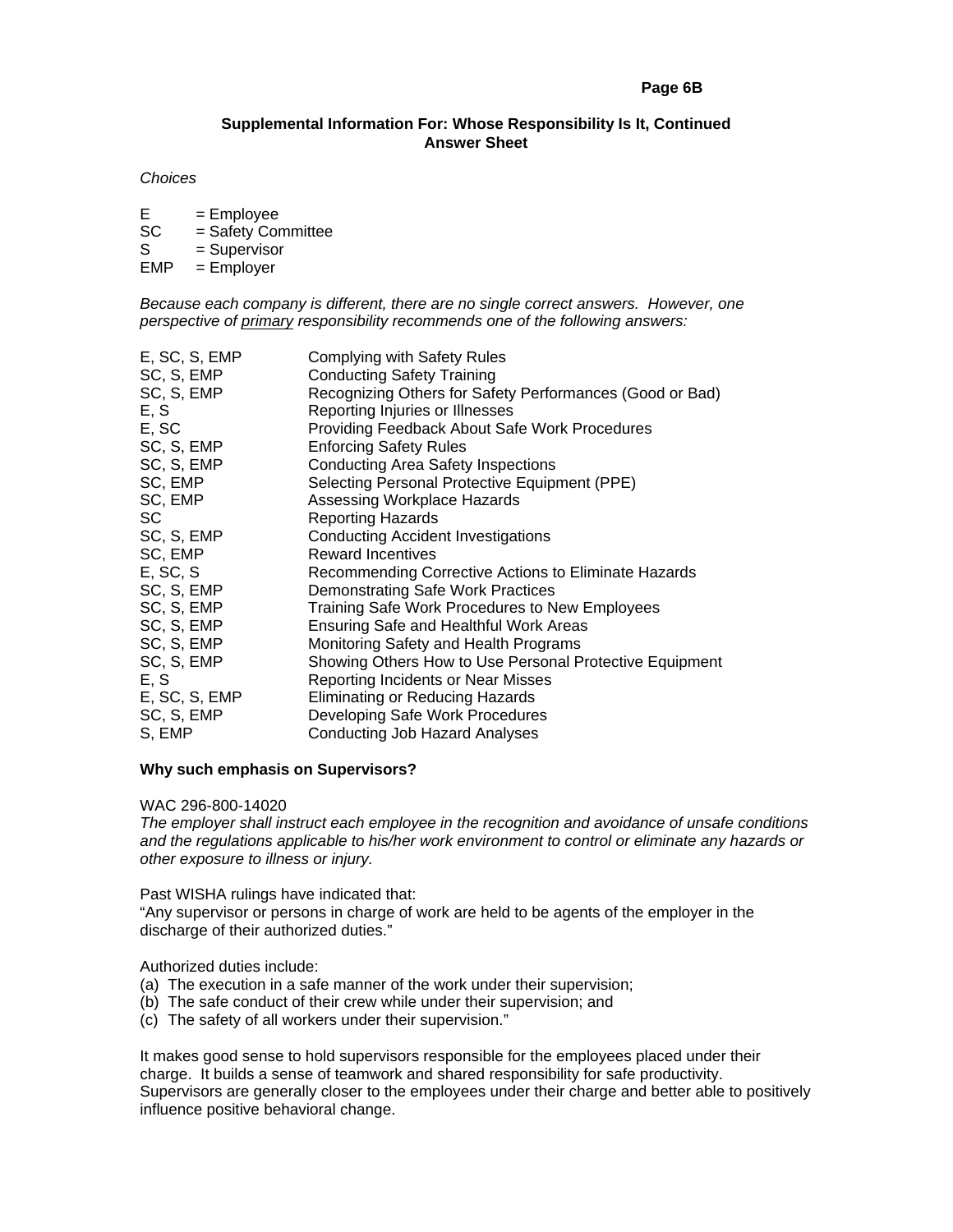**Supplemental Information For: Whose Responsibility Is It, Continued**
**Answer Sheet**

*Choices*

E = Employee
SC = Safety Committee
S = Supervisor
EMP = Employer

*Because each company is different, there are no single correct answers. However, one perspective of* <u>*primary*</u> *responsibility recommends one of the following answers:*

| | |
|---|---|
| E, SC, S, EMP | Complying with Safety Rules |
| SC, S, EMP | Conducting Safety Training |
| SC, S, EMP | Recognizing Others for Safety Performances (Good or Bad) |
| E, S | Reporting Injuries or Illnesses |
| E, SC | Providing Feedback About Safe Work Procedures |
| SC, S, EMP | Enforcing Safety Rules |
| SC, S, EMP | Conducting Area Safety Inspections |
| SC, EMP | Selecting Personal Protective Equipment (PPE) |
| SC, EMP | Assessing Workplace Hazards |
| SC | Reporting Hazards |
| SC, S, EMP | Conducting Accident Investigations |
| SC, EMP | Reward Incentives |
| E, SC, S | Recommending Corrective Actions to Eliminate Hazards |
| SC, S, EMP | Demonstrating Safe Work Practices |
| SC, S, EMP | Training Safe Work Procedures to New Employees |
| SC, S, EMP | Ensuring Safe and Healthful Work Areas |
| SC, S, EMP | Monitoring Safety and Health Programs |
| SC, S, EMP | Showing Others How to Use Personal Protective Equipment |
| E, S | Reporting Incidents or Near Misses |
| E, SC, S, EMP | Eliminating or Reducing Hazards |
| SC, S, EMP | Developing Safe Work Procedures |
| S, EMP | Conducting Job Hazard Analyses |

**Why such emphasis on Supervisors?**

WAC 296-800-14020
*The employer shall instruct each employee in the recognition and avoidance of unsafe conditions and the regulations applicable to his/her work environment to control or eliminate any hazards or other exposure to illness or injury.*

Past WISHA rulings have indicated that:
"Any supervisor or persons in charge of work are held to be agents of the employer in the discharge of their authorized duties."

Authorized duties include:
(a) The execution in a safe manner of the work under their supervision;
(b) The safe conduct of their crew while under their supervision; and
(c) The safety of all workers under their supervision."

It makes good sense to hold supervisors responsible for the employees placed under their charge. It builds a sense of teamwork and shared responsibility for safe productivity. Supervisors are generally closer to the employees under their charge and better able to positively influence positive behavioral change.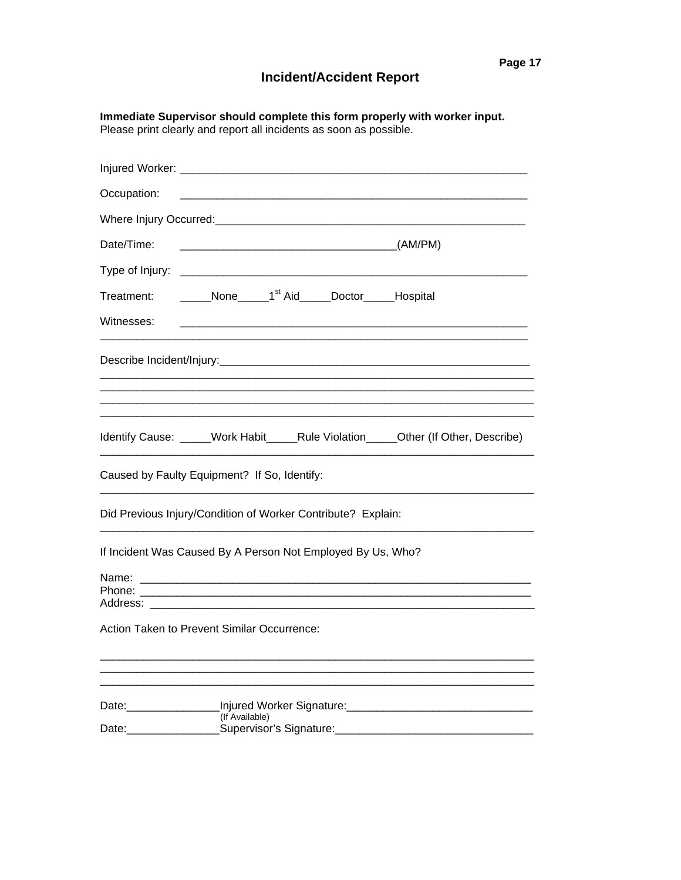# Incident/Accident Report

**Immediate Supervisor should complete this form properly with worker input.**
Please print clearly and report all incidents as soon as possible.

Injured Worker: ___________________________________________________________

Occupation: ___________________________________________________________

Where Injury Occurred: ____________________________________________________

Date/Time: ___________________________________(AM/PM)

Type of Injury: ___________________________________________________________

Treatment: _____None_____1st Aid_____Doctor_____Hospital

Witnesses: ___________________________________________________________
_______________________________________________________________________

Describe Incident/Injury: ____________________________________________________
_______________________________________________________________________
_______________________________________________________________________
_______________________________________________________________________
_______________________________________________________________________

Identify Cause: _____Work Habit_____Rule Violation_____Other (If Other, Describe)
_______________________________________________________________________

Caused by Faulty Equipment? If So, Identify:
_______________________________________________________________________

Did Previous Injury/Condition of Worker Contribute? Explain:
_______________________________________________________________________

If Incident Was Caused By A Person Not Employed By Us, Who?

Name: _________________________________________________________________
Phone: _________________________________________________________________
Address: _______________________________________________________________

Action Taken to Prevent Similar Occurrence:

_______________________________________________________________________
_______________________________________________________________________
_______________________________________________________________________

Date:_______________Injured Worker Signature:______________________________
(If Available)
Date:_______________Supervisor's Signature:________________________________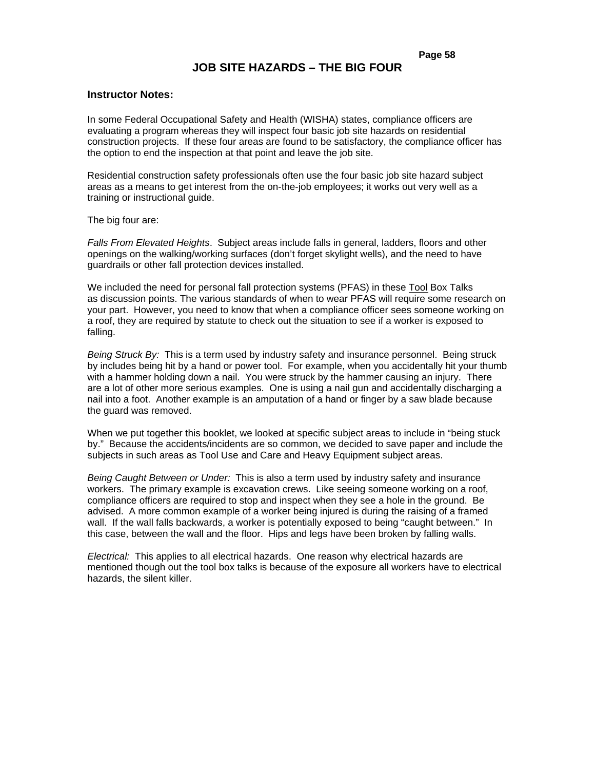# JOB SITE HAZARDS – THE BIG FOUR

**Instructor Notes:**

In some Federal Occupational Safety and Health (WISHA) states, compliance officers are evaluating a program whereas they will inspect four basic job site hazards on residential construction projects. If these four areas are found to be satisfactory, the compliance officer has the option to end the inspection at that point and leave the job site.

Residential construction safety professionals often use the four basic job site hazard subject areas as a means to get interest from the on-the-job employees; it works out very well as a training or instructional guide.

The big four are:

*Falls From Elevated Heights*. Subject areas include falls in general, ladders, floors and other openings on the walking/working surfaces (don't forget skylight wells), and the need to have guardrails or other fall protection devices installed.

We included the need for personal fall protection systems (PFAS) in these Tool Box Talks as discussion points. The various standards of when to wear PFAS will require some research on your part. However, you need to know that when a compliance officer sees someone working on a roof, they are required by statute to check out the situation to see if a worker is exposed to falling.

*Being Struck By:* This is a term used by industry safety and insurance personnel. Being struck by includes being hit by a hand or power tool. For example, when you accidentally hit your thumb with a hammer holding down a nail. You were struck by the hammer causing an injury. There are a lot of other more serious examples. One is using a nail gun and accidentally discharging a nail into a foot. Another example is an amputation of a hand or finger by a saw blade because the guard was removed.

When we put together this booklet, we looked at specific subject areas to include in "being stuck by." Because the accidents/incidents are so common, we decided to save paper and include the subjects in such areas as Tool Use and Care and Heavy Equipment subject areas.

*Being Caught Between or Under:* This is also a term used by industry safety and insurance workers. The primary example is excavation crews. Like seeing someone working on a roof, compliance officers are required to stop and inspect when they see a hole in the ground. Be advised. A more common example of a worker being injured is during the raising of a framed wall. If the wall falls backwards, a worker is potentially exposed to being "caught between." In this case, between the wall and the floor. Hips and legs have been broken by falling walls.

*Electrical:* This applies to all electrical hazards. One reason why electrical hazards are mentioned though out the tool box talks is because of the exposure all workers have to electrical hazards, the silent killer.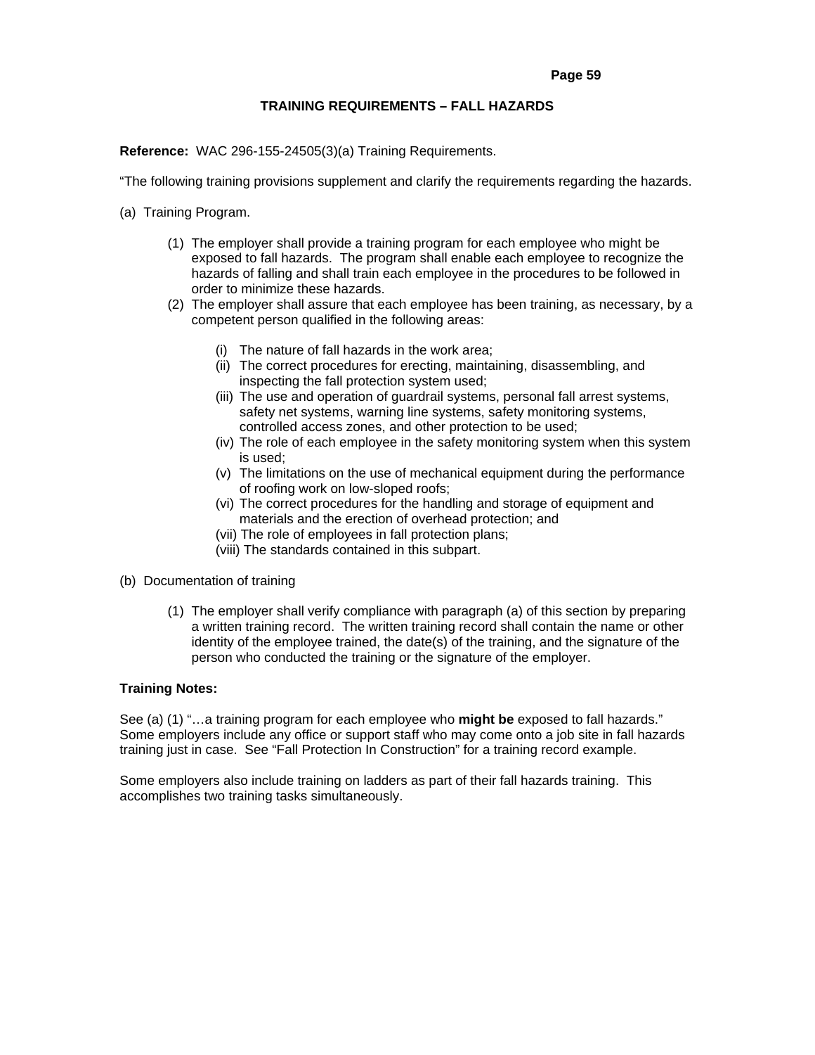## TRAINING REQUIREMENTS – FALL HAZARDS

**Reference:** WAC 296-155-24505(3)(a) Training Requirements.

"The following training provisions supplement and clarify the requirements regarding the hazards.

(a) Training Program.

(1) The employer shall provide a training program for each employee who might be exposed to fall hazards. The program shall enable each employee to recognize the hazards of falling and shall train each employee in the procedures to be followed in order to minimize these hazards.

(2) The employer shall assure that each employee has been training, as necessary, by a competent person qualified in the following areas:

- (i) The nature of fall hazards in the work area;
- (ii) The correct procedures for erecting, maintaining, disassembling, and inspecting the fall protection system used;
- (iii) The use and operation of guardrail systems, personal fall arrest systems, safety net systems, warning line systems, safety monitoring systems, controlled access zones, and other protection to be used;
- (iv) The role of each employee in the safety monitoring system when this system is used;
- (v) The limitations on the use of mechanical equipment during the performance of roofing work on low-sloped roofs;
- (vi) The correct procedures for the handling and storage of equipment and materials and the erection of overhead protection; and
- (vii) The role of employees in fall protection plans;
- (viii) The standards contained in this subpart.

(b) Documentation of training

(1) The employer shall verify compliance with paragraph (a) of this section by preparing a written training record. The written training record shall contain the name or other identity of the employee trained, the date(s) of the training, and the signature of the person who conducted the training or the signature of the employer.

**Training Notes:**

See (a) (1) "…a training program for each employee who **might be** exposed to fall hazards." Some employers include any office or support staff who may come onto a job site in fall hazards training just in case. See "Fall Protection In Construction" for a training record example.

Some employers also include training on ladders as part of their fall hazards training. This accomplishes two training tasks simultaneously.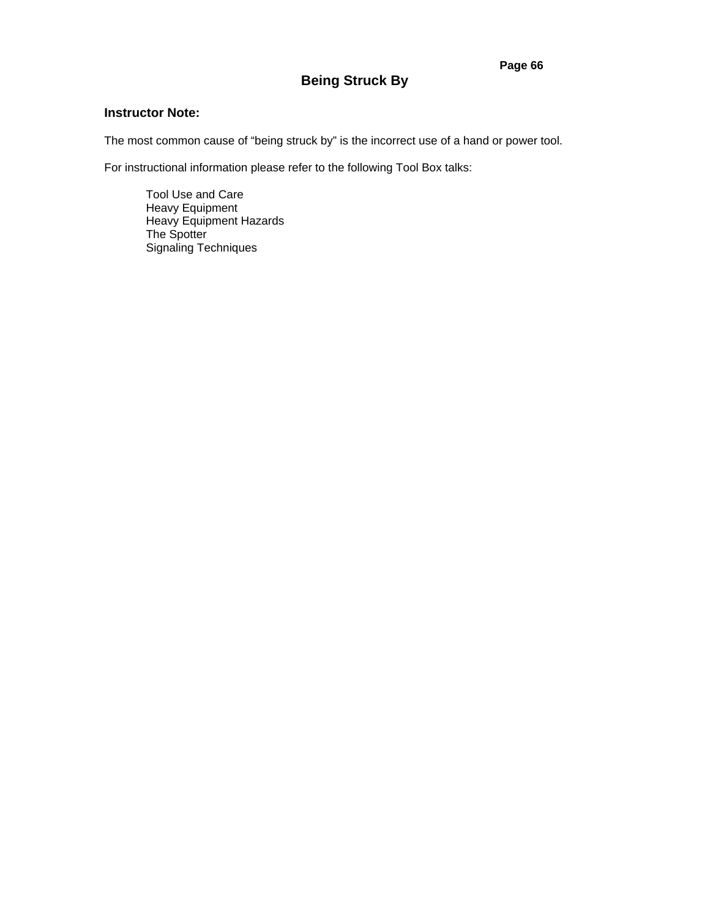# Being Struck By

**Instructor Note:**

The most common cause of “being struck by” is the incorrect use of a hand or power tool.

For instructional information please refer to the following Tool Box talks:

- Tool Use and Care
- Heavy Equipment
- Heavy Equipment Hazards
- The Spotter
- Signaling Techniques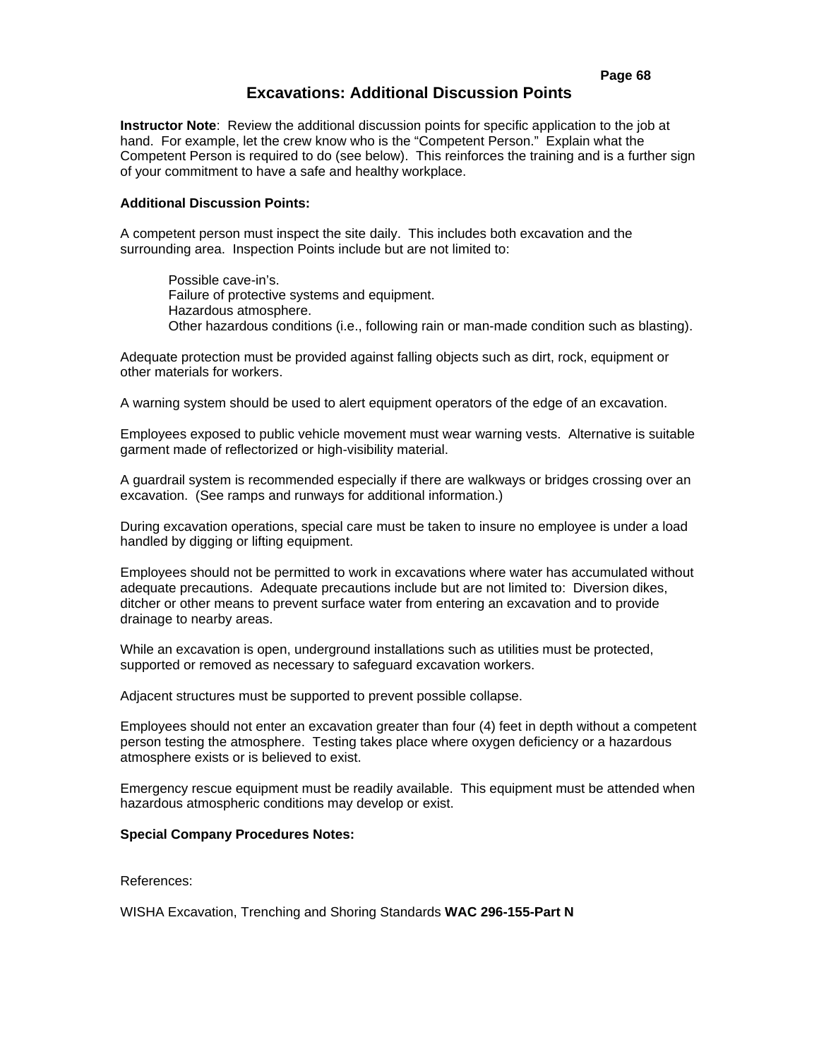# Excavations: Additional Discussion Points

**Instructor Note**: Review the additional discussion points for specific application to the job at hand. For example, let the crew know who is the "Competent Person." Explain what the Competent Person is required to do (see below). This reinforces the training and is a further sign of your commitment to have a safe and healthy workplace.

**Additional Discussion Points:**

A competent person must inspect the site daily. This includes both excavation and the surrounding area. Inspection Points include but are not limited to:

> Possible cave-in's.
> Failure of protective systems and equipment.
> Hazardous atmosphere.
> Other hazardous conditions (i.e., following rain or man-made condition such as blasting).

Adequate protection must be provided against falling objects such as dirt, rock, equipment or other materials for workers.

A warning system should be used to alert equipment operators of the edge of an excavation.

Employees exposed to public vehicle movement must wear warning vests. Alternative is suitable garment made of reflectorized or high-visibility material.

A guardrail system is recommended especially if there are walkways or bridges crossing over an excavation. (See ramps and runways for additional information.)

During excavation operations, special care must be taken to insure no employee is under a load handled by digging or lifting equipment.

Employees should not be permitted to work in excavations where water has accumulated without adequate precautions. Adequate precautions include but are not limited to: Diversion dikes, ditcher or other means to prevent surface water from entering an excavation and to provide drainage to nearby areas.

While an excavation is open, underground installations such as utilities must be protected, supported or removed as necessary to safeguard excavation workers.

Adjacent structures must be supported to prevent possible collapse.

Employees should not enter an excavation greater than four (4) feet in depth without a competent person testing the atmosphere. Testing takes place where oxygen deficiency or a hazardous atmosphere exists or is believed to exist.

Emergency rescue equipment must be readily available. This equipment must be attended when hazardous atmospheric conditions may develop or exist.

**Special Company Procedures Notes:**

References:

WISHA Excavation, Trenching and Shoring Standards **WAC 296-155-Part N**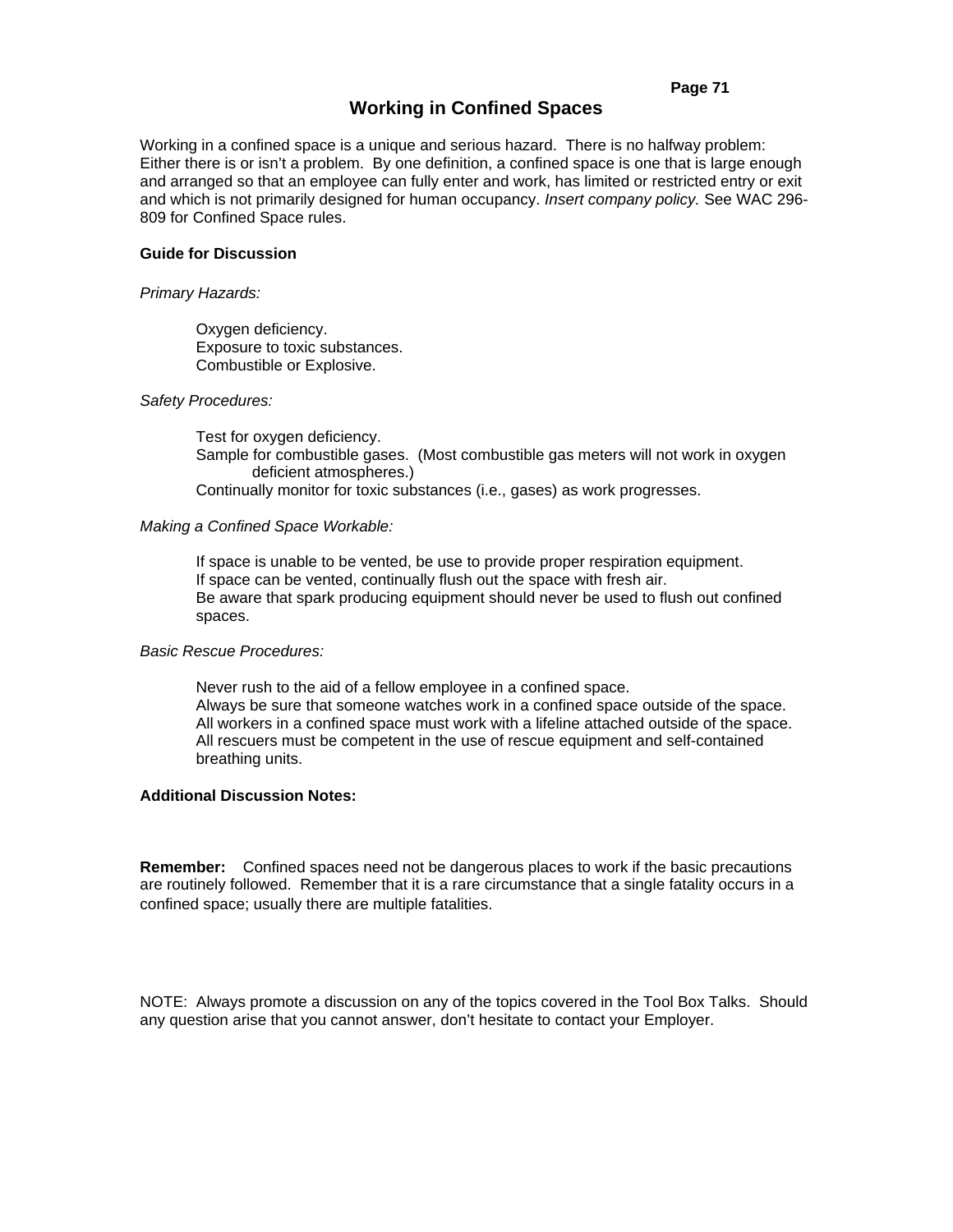# Working in Confined Spaces

Working in a confined space is a unique and serious hazard. There is no halfway problem: Either there is or isn't a problem. By one definition, a confined space is one that is large enough and arranged so that an employee can fully enter and work, has limited or restricted entry or exit and which is not primarily designed for human occupancy. *Insert company policy.* See WAC 296-809 for Confined Space rules.

**Guide for Discussion**

*Primary Hazards:*

- Oxygen deficiency.
- Exposure to toxic substances.
- Combustible or Explosive.

*Safety Procedures:*

- Test for oxygen deficiency.
- Sample for combustible gases. (Most combustible gas meters will not work in oxygen deficient atmospheres.)
- Continually monitor for toxic substances (i.e., gases) as work progresses.

*Making a Confined Space Workable:*

- If space is unable to be vented, be use to provide proper respiration equipment.
- If space can be vented, continually flush out the space with fresh air.
- Be aware that spark producing equipment should never be used to flush out confined spaces.

*Basic Rescue Procedures:*

- Never rush to the aid of a fellow employee in a confined space.
- Always be sure that someone watches work in a confined space outside of the space.
- All workers in a confined space must work with a lifeline attached outside of the space.
- All rescuers must be competent in the use of rescue equipment and self-contained breathing units.

**Additional Discussion Notes:**

**Remember:** Confined spaces need not be dangerous places to work if the basic precautions are routinely followed. Remember that it is a rare circumstance that a single fatality occurs in a confined space; usually there are multiple fatalities.

NOTE: Always promote a discussion on any of the topics covered in the Tool Box Talks. Should any question arise that you cannot answer, don't hesitate to contact your Employer.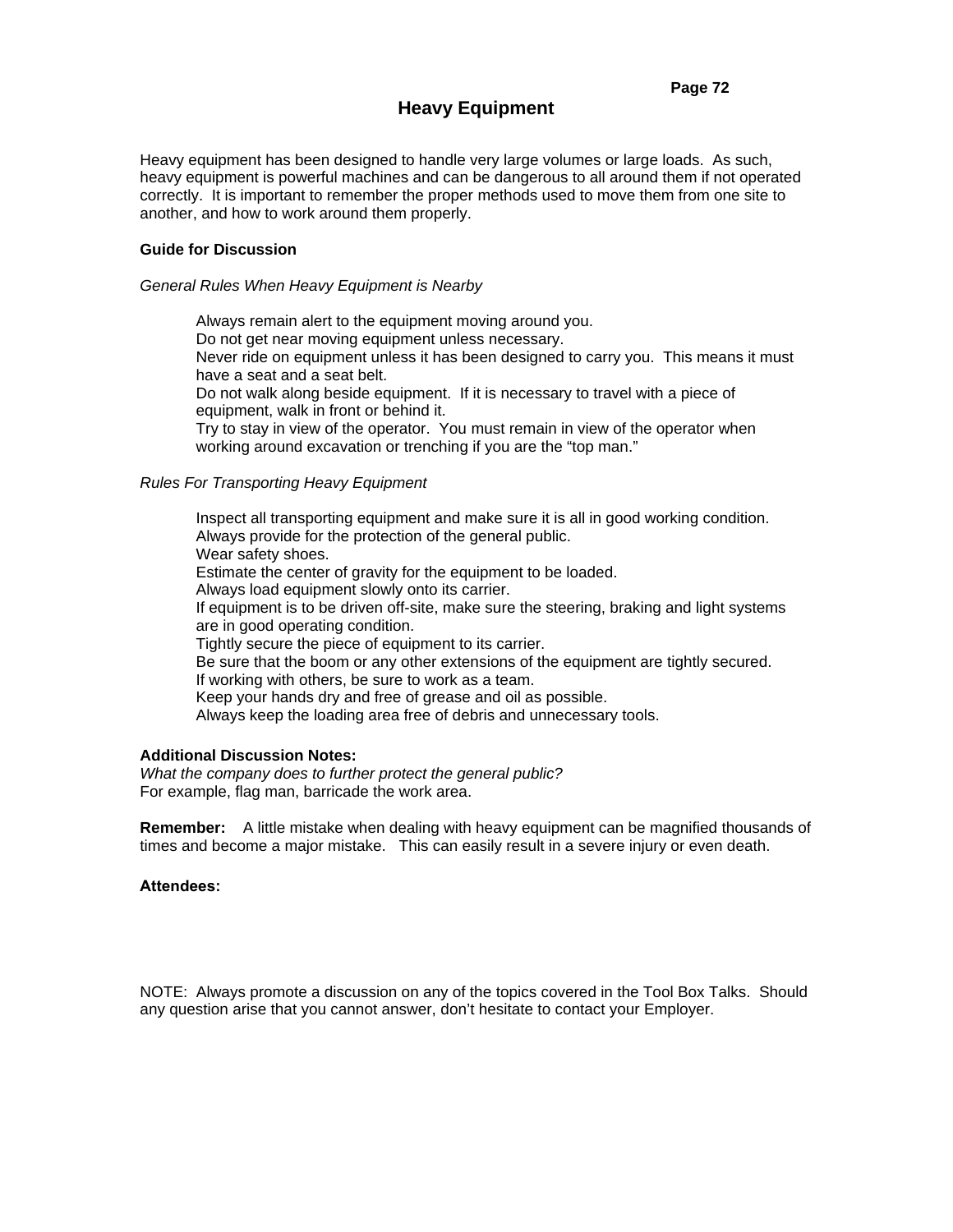# Heavy Equipment

Heavy equipment has been designed to handle very large volumes or large loads. As such, heavy equipment is powerful machines and can be dangerous to all around them if not operated correctly. It is important to remember the proper methods used to move them from one site to another, and how to work around them properly.

**Guide for Discussion**

*General Rules When Heavy Equipment is Nearby*

Always remain alert to the equipment moving around you.
Do not get near moving equipment unless necessary.
Never ride on equipment unless it has been designed to carry you. This means it must have a seat and a seat belt.
Do not walk along beside equipment. If it is necessary to travel with a piece of equipment, walk in front or behind it.
Try to stay in view of the operator. You must remain in view of the operator when working around excavation or trenching if you are the "top man."

*Rules For Transporting Heavy Equipment*

Inspect all transporting equipment and make sure it is all in good working condition.
Always provide for the protection of the general public.
Wear safety shoes.
Estimate the center of gravity for the equipment to be loaded.
Always load equipment slowly onto its carrier.
If equipment is to be driven off-site, make sure the steering, braking and light systems are in good operating condition.
Tightly secure the piece of equipment to its carrier.
Be sure that the boom or any other extensions of the equipment are tightly secured.
If working with others, be sure to work as a team.
Keep your hands dry and free of grease and oil as possible.
Always keep the loading area free of debris and unnecessary tools.

**Additional Discussion Notes:**
*What the company does to further protect the general public?*
For example, flag man, barricade the work area.

**Remember:** A little mistake when dealing with heavy equipment can be magnified thousands of times and become a major mistake. This can easily result in a severe injury or even death.

**Attendees:**

NOTE: Always promote a discussion on any of the topics covered in the Tool Box Talks. Should any question arise that you cannot answer, don't hesitate to contact your Employer.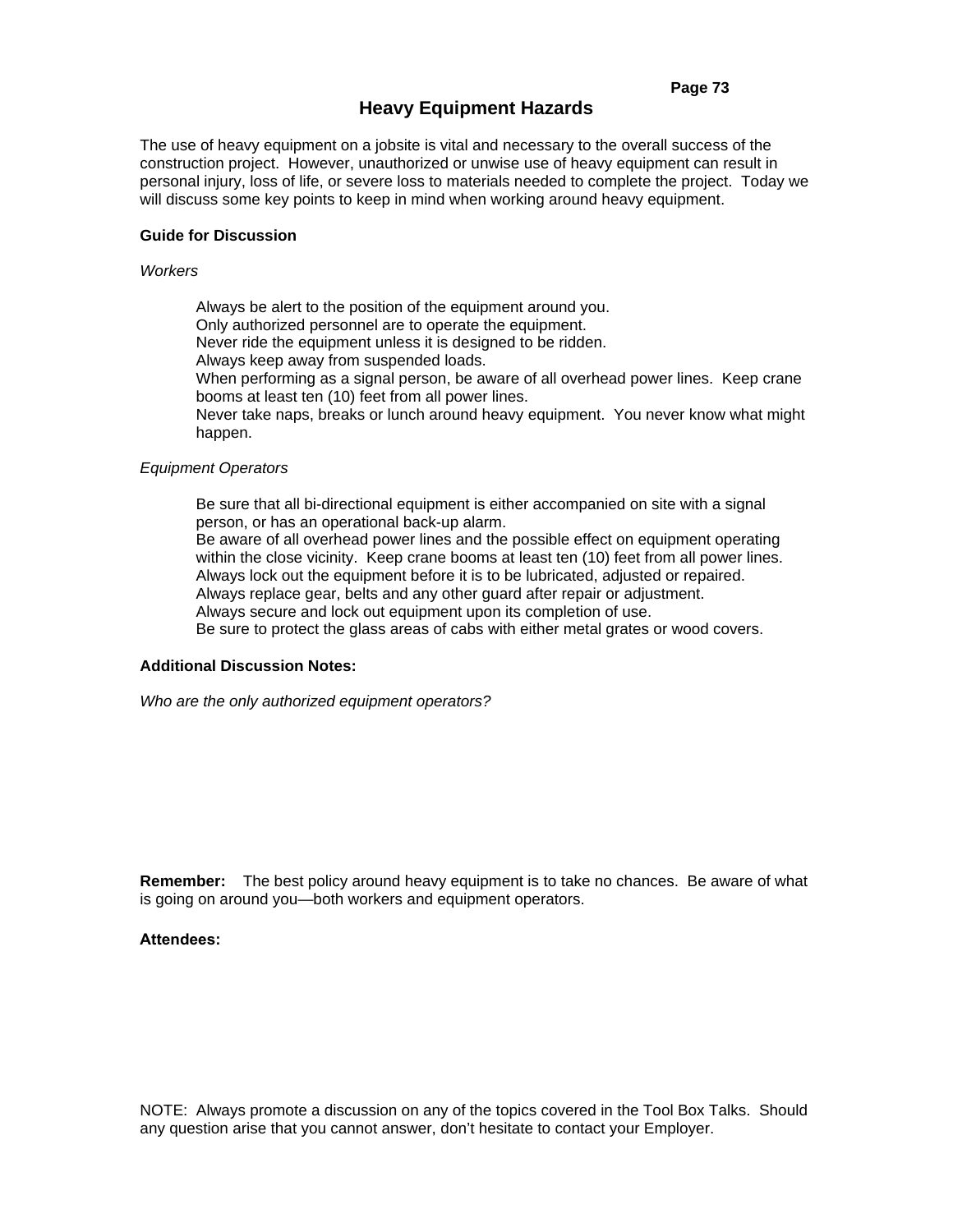# Heavy Equipment Hazards

The use of heavy equipment on a jobsite is vital and necessary to the overall success of the construction project. However, unauthorized or unwise use of heavy equipment can result in personal injury, loss of life, or severe loss to materials needed to complete the project. Today we will discuss some key points to keep in mind when working around heavy equipment.

**Guide for Discussion**

*Workers*

Always be alert to the position of the equipment around you.
Only authorized personnel are to operate the equipment.
Never ride the equipment unless it is designed to be ridden.
Always keep away from suspended loads.
When performing as a signal person, be aware of all overhead power lines. Keep crane booms at least ten (10) feet from all power lines.
Never take naps, breaks or lunch around heavy equipment. You never know what might happen.

*Equipment Operators*

Be sure that all bi-directional equipment is either accompanied on site with a signal person, or has an operational back-up alarm.
Be aware of all overhead power lines and the possible effect on equipment operating within the close vicinity. Keep crane booms at least ten (10) feet from all power lines.
Always lock out the equipment before it is to be lubricated, adjusted or repaired.
Always replace gear, belts and any other guard after repair or adjustment.
Always secure and lock out equipment upon its completion of use.
Be sure to protect the glass areas of cabs with either metal grates or wood covers.

**Additional Discussion Notes:**

*Who are the only authorized equipment operators?*

**Remember:** The best policy around heavy equipment is to take no chances. Be aware of what is going on around you—both workers and equipment operators.

**Attendees:**

NOTE: Always promote a discussion on any of the topics covered in the Tool Box Talks. Should any question arise that you cannot answer, don't hesitate to contact your Employer.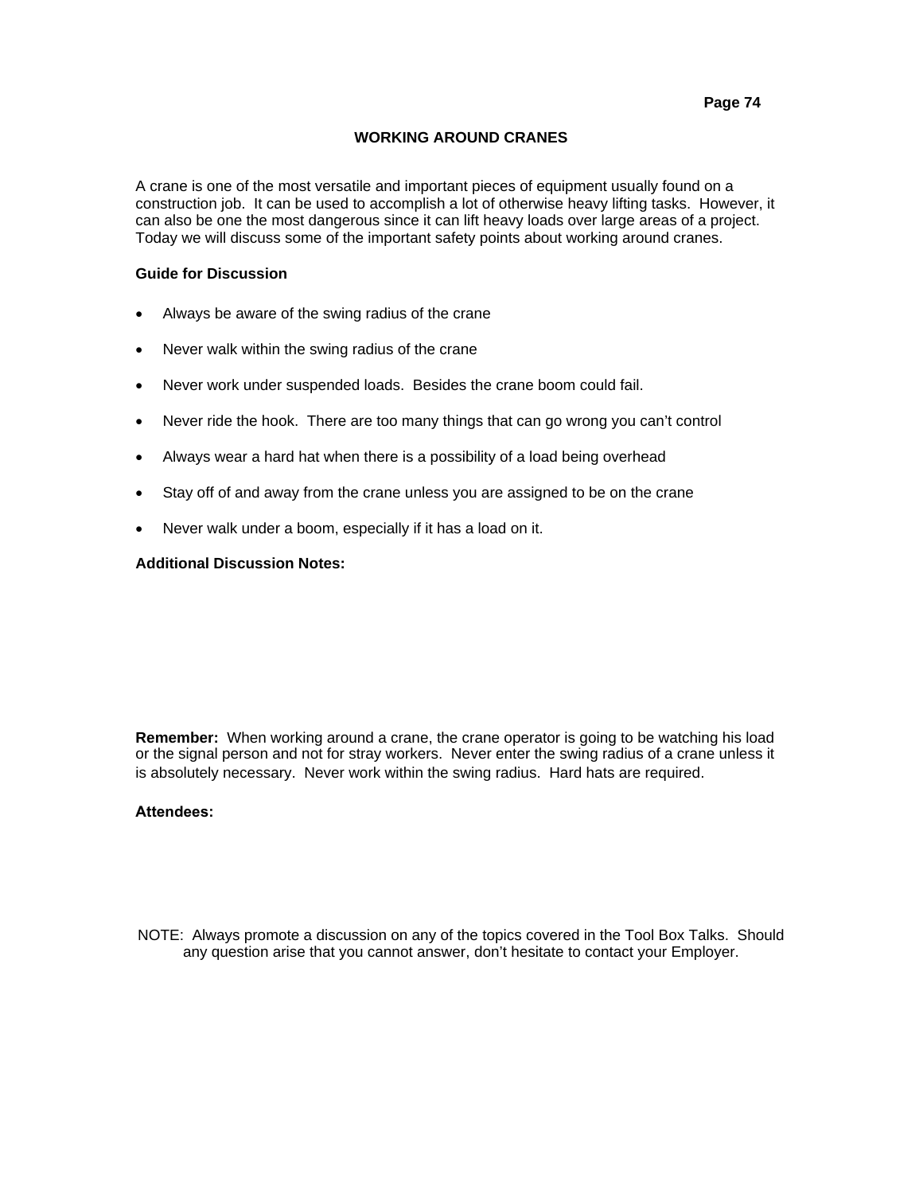## WORKING AROUND CRANES

A crane is one of the most versatile and important pieces of equipment usually found on a construction job. It can be used to accomplish a lot of otherwise heavy lifting tasks. However, it can also be one the most dangerous since it can lift heavy loads over large areas of a project. Today we will discuss some of the important safety points about working around cranes.

**Guide for Discussion**

- Always be aware of the swing radius of the crane
- Never walk within the swing radius of the crane
- Never work under suspended loads. Besides the crane boom could fail.
- Never ride the hook. There are too many things that can go wrong you can't control
- Always wear a hard hat when there is a possibility of a load being overhead
- Stay off of and away from the crane unless you are assigned to be on the crane
- Never walk under a boom, especially if it has a load on it.

**Additional Discussion Notes:**

**Remember:** When working around a crane, the crane operator is going to be watching his load or the signal person and not for stray workers. Never enter the swing radius of a crane unless it is absolutely necessary. Never work within the swing radius. Hard hats are required.

**Attendees:**

NOTE: Always promote a discussion on any of the topics covered in the Tool Box Talks. Should any question arise that you cannot answer, don't hesitate to contact your Employer.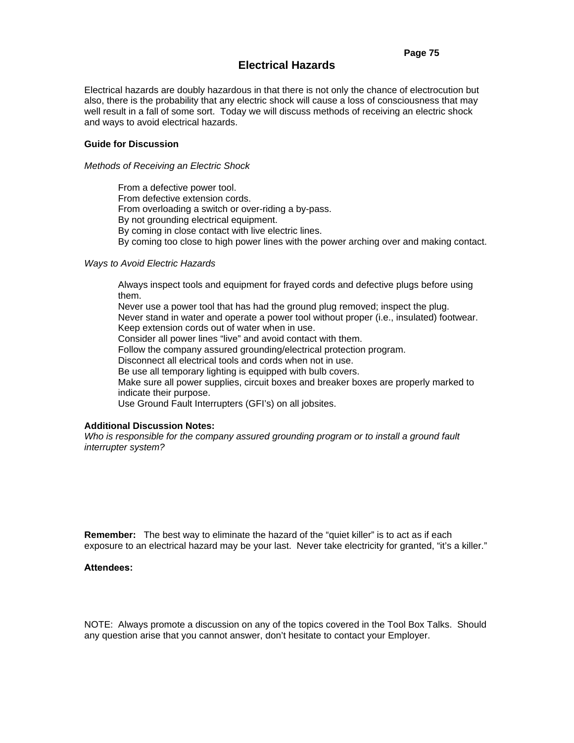# Electrical Hazards

Electrical hazards are doubly hazardous in that there is not only the chance of electrocution but also, there is the probability that any electric shock will cause a loss of consciousness that may well result in a fall of some sort. Today we will discuss methods of receiving an electric shock and ways to avoid electrical hazards.

**Guide for Discussion**

*Methods of Receiving an Electric Shock*

From a defective power tool.
From defective extension cords.
From overloading a switch or over-riding a by-pass.
By not grounding electrical equipment.
By coming in close contact with live electric lines.
By coming too close to high power lines with the power arching over and making contact.

*Ways to Avoid Electric Hazards*

Always inspect tools and equipment for frayed cords and defective plugs before using them.
Never use a power tool that has had the ground plug removed; inspect the plug.
Never stand in water and operate a power tool without proper (i.e., insulated) footwear.
Keep extension cords out of water when in use.
Consider all power lines "live" and avoid contact with them.
Follow the company assured grounding/electrical protection program.
Disconnect all electrical tools and cords when not in use.
Be use all temporary lighting is equipped with bulb covers.
Make sure all power supplies, circuit boxes and breaker boxes are properly marked to indicate their purpose.
Use Ground Fault Interrupters (GFI's) on all jobsites.

**Additional Discussion Notes:**
*Who is responsible for the company assured grounding program or to install a ground fault interrupter system?*

**Remember:** The best way to eliminate the hazard of the "quiet killer" is to act as if each exposure to an electrical hazard may be your last. Never take electricity for granted, "it's a killer."

**Attendees:**

NOTE: Always promote a discussion on any of the topics covered in the Tool Box Talks. Should any question arise that you cannot answer, don't hesitate to contact your Employer.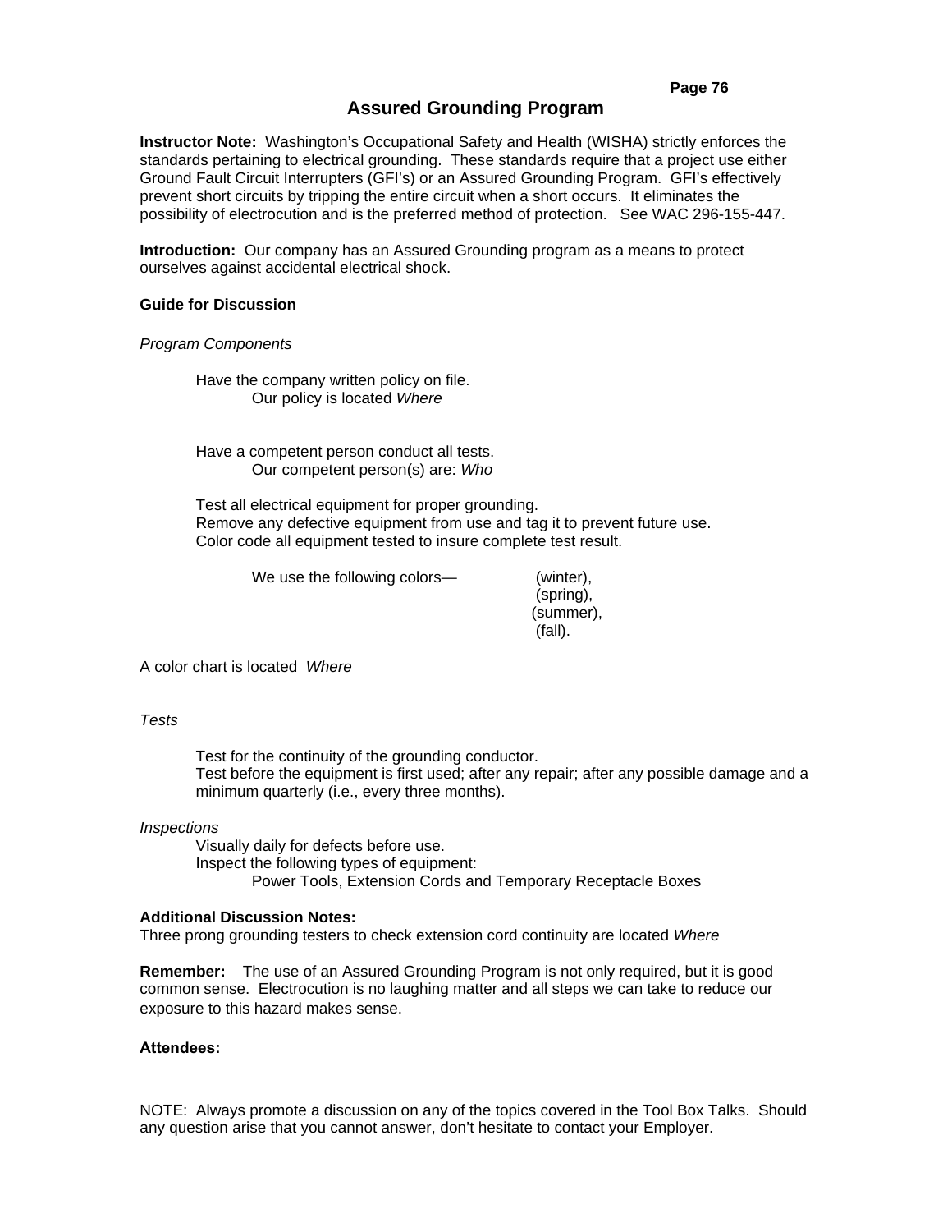# Assured Grounding Program

**Instructor Note:** Washington's Occupational Safety and Health (WISHA) strictly enforces the standards pertaining to electrical grounding. These standards require that a project use either Ground Fault Circuit Interrupters (GFI's) or an Assured Grounding Program. GFI's effectively prevent short circuits by tripping the entire circuit when a short occurs. It eliminates the possibility of electrocution and is the preferred method of protection. See WAC 296-155-447.

**Introduction:** Our company has an Assured Grounding program as a means to protect ourselves against accidental electrical shock.

**Guide for Discussion**

*Program Components*

Have the company written policy on file.
  Our policy is located *Where*

Have a competent person conduct all tests.
  Our competent person(s) are: *Who*

Test all electrical equipment for proper grounding.
Remove any defective equipment from use and tag it to prevent future use.
Color code all equipment tested to insure complete test result.

  We use the following colors— (winter),
  (spring),
  (summer),
  (fall).

A color chart is located *Where*

*Tests*

Test for the continuity of the grounding conductor.
Test before the equipment is first used; after any repair; after any possible damage and a minimum quarterly (i.e., every three months).

*Inspections*

Visually daily for defects before use.
Inspect the following types of equipment:
  Power Tools, Extension Cords and Temporary Receptacle Boxes

**Additional Discussion Notes:**
Three prong grounding testers to check extension cord continuity are located *Where*

**Remember:** The use of an Assured Grounding Program is not only required, but it is good common sense. Electrocution is no laughing matter and all steps we can take to reduce our exposure to this hazard makes sense.

**Attendees:**

NOTE: Always promote a discussion on any of the topics covered in the Tool Box Talks. Should any question arise that you cannot answer, don't hesitate to contact your Employer.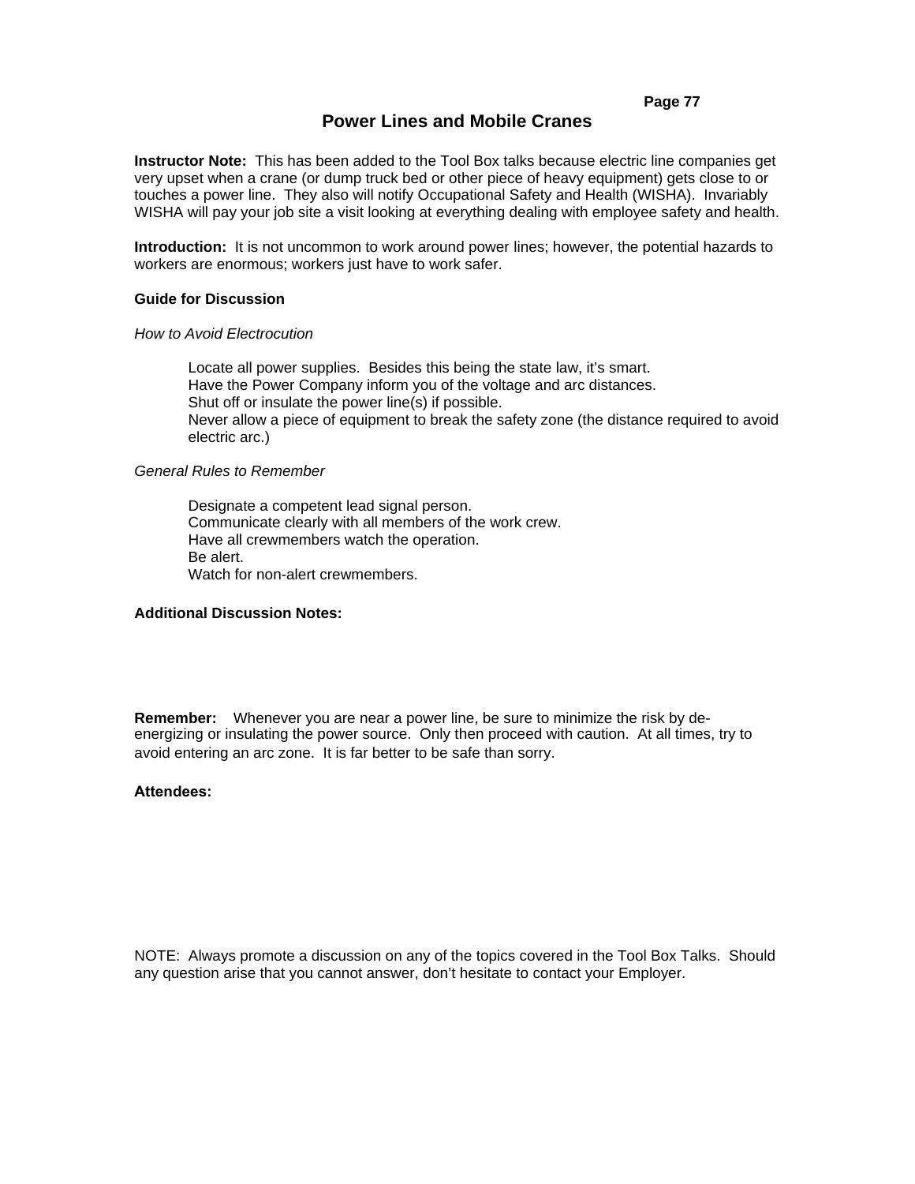# Power Lines and Mobile Cranes

**Instructor Note:** This has been added to the Tool Box talks because electric line companies get very upset when a crane (or dump truck bed or other piece of heavy equipment) gets close to or touches a power line. They also will notify Occupational Safety and Health (WISHA). Invariably WISHA will pay your job site a visit looking at everything dealing with employee safety and health.

**Introduction:** It is not uncommon to work around power lines; however, the potential hazards to workers are enormous; workers just have to work safer.

**Guide for Discussion**

*How to Avoid Electrocution*

Locate all power supplies. Besides this being the state law, it's smart.
Have the Power Company inform you of the voltage and arc distances.
Shut off or insulate the power line(s) if possible.
Never allow a piece of equipment to break the safety zone (the distance required to avoid electric arc.)

*General Rules to Remember*

Designate a competent lead signal person.
Communicate clearly with all members of the work crew.
Have all crewmembers watch the operation.
Be alert.
Watch for non-alert crewmembers.

**Additional Discussion Notes:**

**Remember:** Whenever you are near a power line, be sure to minimize the risk by de-energizing or insulating the power source. Only then proceed with caution. At all times, try to avoid entering an arc zone. It is far better to be safe than sorry.

**Attendees:**

NOTE: Always promote a discussion on any of the topics covered in the Tool Box Talks. Should any question arise that you cannot answer, don't hesitate to contact your Employer.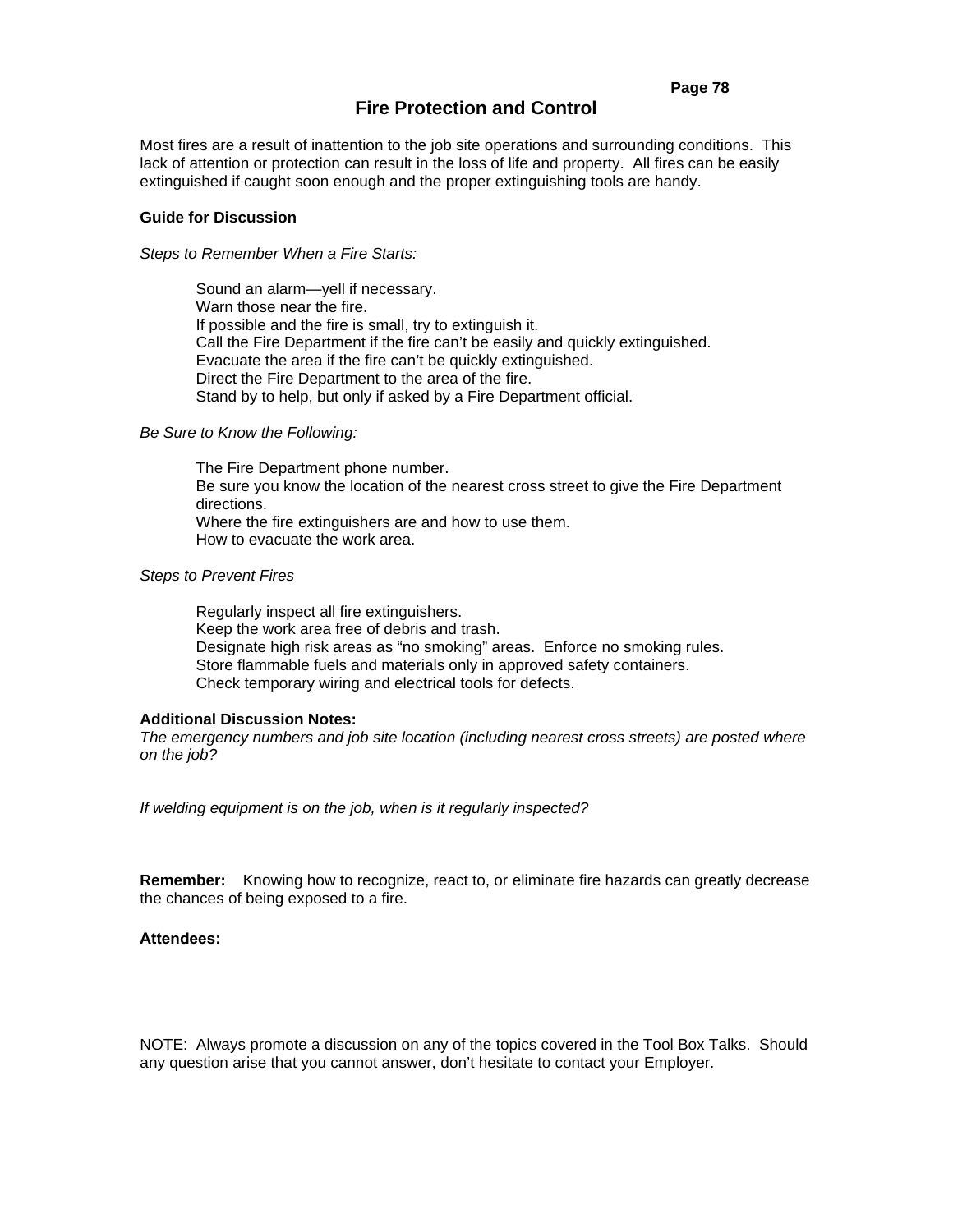# Fire Protection and Control

Most fires are a result of inattention to the job site operations and surrounding conditions. This lack of attention or protection can result in the loss of life and property. All fires can be easily extinguished if caught soon enough and the proper extinguishing tools are handy.

**Guide for Discussion**

*Steps to Remember When a Fire Starts:*

Sound an alarm—yell if necessary.
Warn those near the fire.
If possible and the fire is small, try to extinguish it.
Call the Fire Department if the fire can't be easily and quickly extinguished.
Evacuate the area if the fire can't be quickly extinguished.
Direct the Fire Department to the area of the fire.
Stand by to help, but only if asked by a Fire Department official.

*Be Sure to Know the Following:*

The Fire Department phone number.
Be sure you know the location of the nearest cross street to give the Fire Department directions.
Where the fire extinguishers are and how to use them.
How to evacuate the work area.

*Steps to Prevent Fires*

Regularly inspect all fire extinguishers.
Keep the work area free of debris and trash.
Designate high risk areas as "no smoking" areas. Enforce no smoking rules.
Store flammable fuels and materials only in approved safety containers.
Check temporary wiring and electrical tools for defects.

**Additional Discussion Notes:**
*The emergency numbers and job site location (including nearest cross streets) are posted where on the job?*

*If welding equipment is on the job, when is it regularly inspected?*

**Remember:** Knowing how to recognize, react to, or eliminate fire hazards can greatly decrease the chances of being exposed to a fire.

**Attendees:**

NOTE: Always promote a discussion on any of the topics covered in the Tool Box Talks. Should any question arise that you cannot answer, don't hesitate to contact your Employer.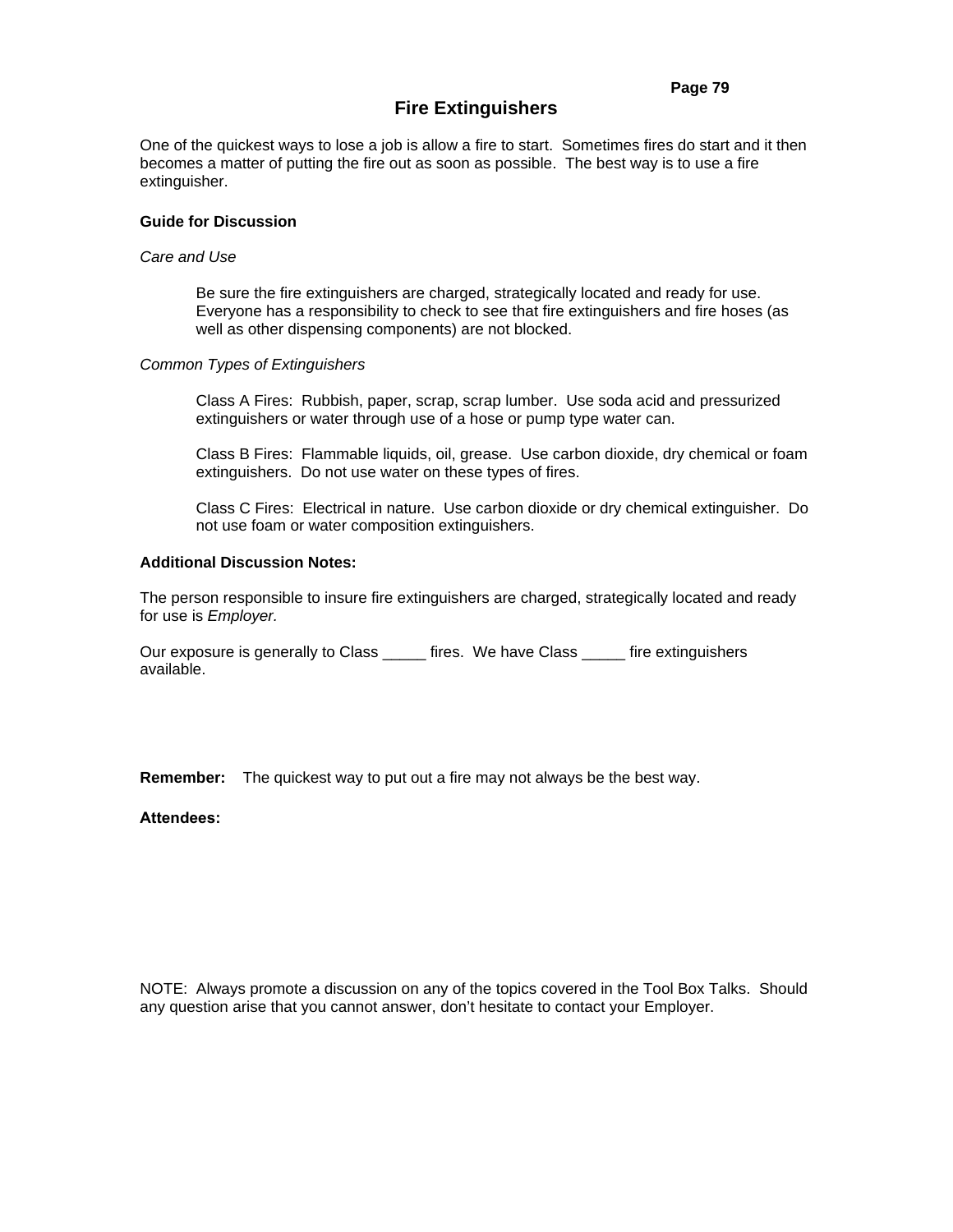# Fire Extinguishers

One of the quickest ways to lose a job is allow a fire to start. Sometimes fires do start and it then becomes a matter of putting the fire out as soon as possible. The best way is to use a fire extinguisher.

**Guide for Discussion**

*Care and Use*

> Be sure the fire extinguishers are charged, strategically located and ready for use. Everyone has a responsibility to check to see that fire extinguishers and fire hoses (as well as other dispensing components) are not blocked.

*Common Types of Extinguishers*

> Class A Fires: Rubbish, paper, scrap, scrap lumber. Use soda acid and pressurized extinguishers or water through use of a hose or pump type water can.
>
> Class B Fires: Flammable liquids, oil, grease. Use carbon dioxide, dry chemical or foam extinguishers. Do not use water on these types of fires.
>
> Class C Fires: Electrical in nature. Use carbon dioxide or dry chemical extinguisher. Do not use foam or water composition extinguishers.

**Additional Discussion Notes:**

The person responsible to insure fire extinguishers are charged, strategically located and ready for use is *Employer.*

Our exposure is generally to Class _____ fires. We have Class _____ fire extinguishers available.

**Remember:** The quickest way to put out a fire may not always be the best way.

**Attendees:**

NOTE: Always promote a discussion on any of the topics covered in the Tool Box Talks. Should any question arise that you cannot answer, don't hesitate to contact your Employer.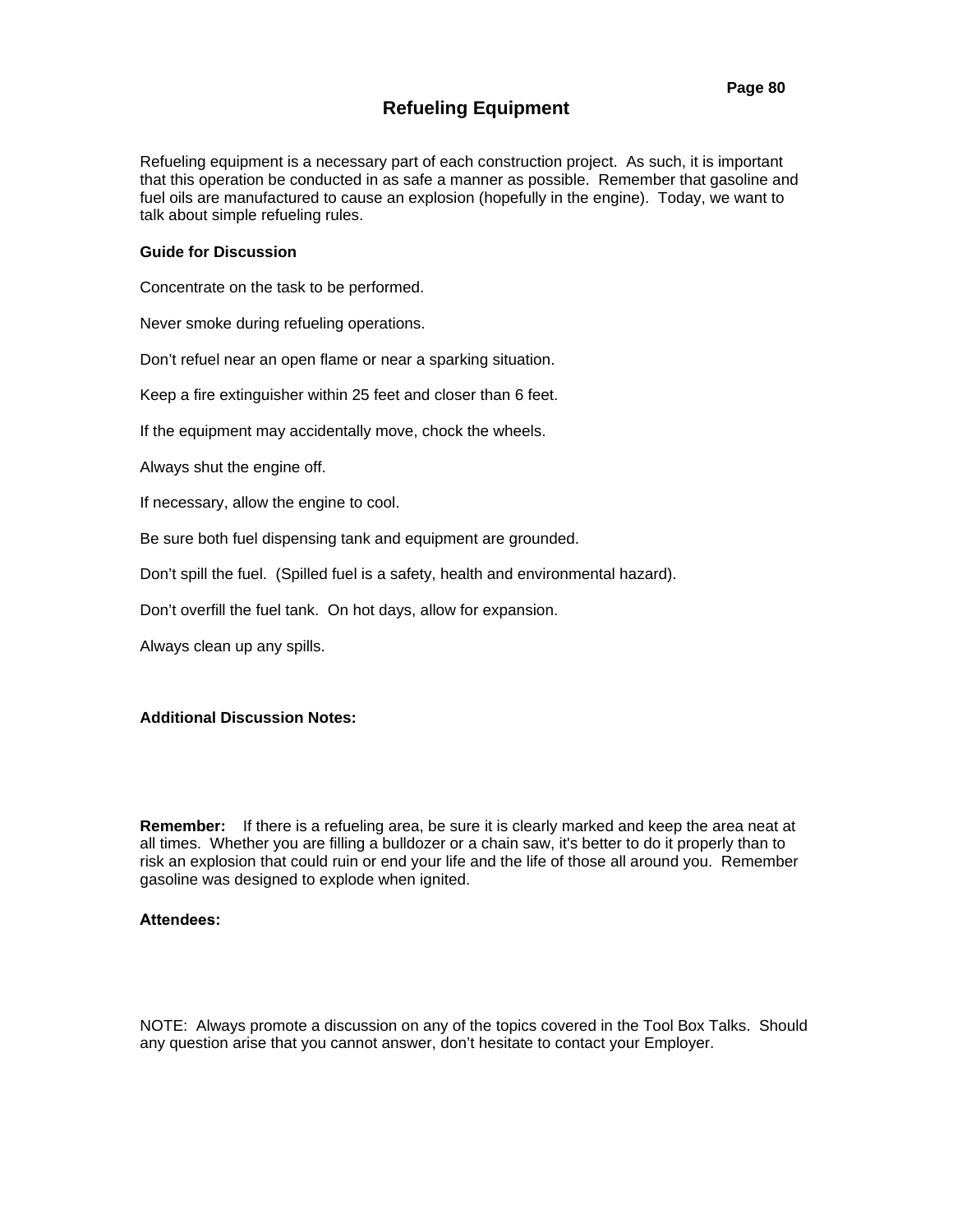# Refueling Equipment

Refueling equipment is a necessary part of each construction project. As such, it is important that this operation be conducted in as safe a manner as possible. Remember that gasoline and fuel oils are manufactured to cause an explosion (hopefully in the engine). Today, we want to talk about simple refueling rules.

**Guide for Discussion**

Concentrate on the task to be performed.

Never smoke during refueling operations.

Don't refuel near an open flame or near a sparking situation.

Keep a fire extinguisher within 25 feet and closer than 6 feet.

If the equipment may accidentally move, chock the wheels.

Always shut the engine off.

If necessary, allow the engine to cool.

Be sure both fuel dispensing tank and equipment are grounded.

Don't spill the fuel. (Spilled fuel is a safety, health and environmental hazard).

Don't overfill the fuel tank. On hot days, allow for expansion.

Always clean up any spills.

**Additional Discussion Notes:**

**Remember:** If there is a refueling area, be sure it is clearly marked and keep the area neat at all times. Whether you are filling a bulldozer or a chain saw, it's better to do it properly than to risk an explosion that could ruin or end your life and the life of those all around you. Remember gasoline was designed to explode when ignited.

**Attendees:**

NOTE: Always promote a discussion on any of the topics covered in the Tool Box Talks. Should any question arise that you cannot answer, don't hesitate to contact your Employer.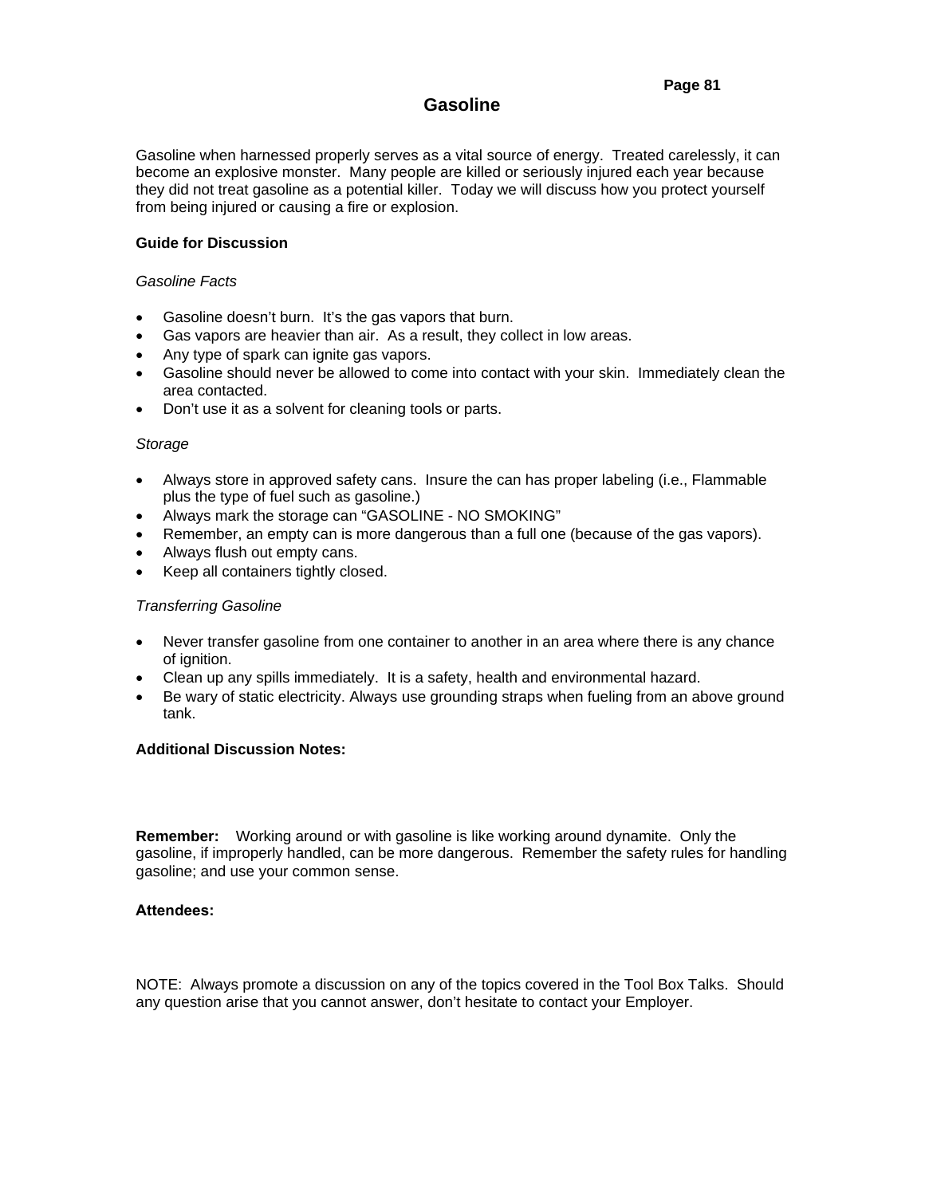# Gasoline

Gasoline when harnessed properly serves as a vital source of energy. Treated carelessly, it can become an explosive monster. Many people are killed or seriously injured each year because they did not treat gasoline as a potential killer. Today we will discuss how you protect yourself from being injured or causing a fire or explosion.

**Guide for Discussion**

*Gasoline Facts*

- Gasoline doesn't burn. It's the gas vapors that burn.
- Gas vapors are heavier than air. As a result, they collect in low areas.
- Any type of spark can ignite gas vapors.
- Gasoline should never be allowed to come into contact with your skin. Immediately clean the area contacted.
- Don't use it as a solvent for cleaning tools or parts.

*Storage*

- Always store in approved safety cans. Insure the can has proper labeling (i.e., Flammable plus the type of fuel such as gasoline.)
- Always mark the storage can "GASOLINE - NO SMOKING"
- Remember, an empty can is more dangerous than a full one (because of the gas vapors).
- Always flush out empty cans.
- Keep all containers tightly closed.

*Transferring Gasoline*

- Never transfer gasoline from one container to another in an area where there is any chance of ignition.
- Clean up any spills immediately. It is a safety, health and environmental hazard.
- Be wary of static electricity. Always use grounding straps when fueling from an above ground tank.

**Additional Discussion Notes:**

**Remember:** Working around or with gasoline is like working around dynamite. Only the gasoline, if improperly handled, can be more dangerous. Remember the safety rules for handling gasoline; and use your common sense.

**Attendees:**

NOTE: Always promote a discussion on any of the topics covered in the Tool Box Talks. Should any question arise that you cannot answer, don't hesitate to contact your Employer.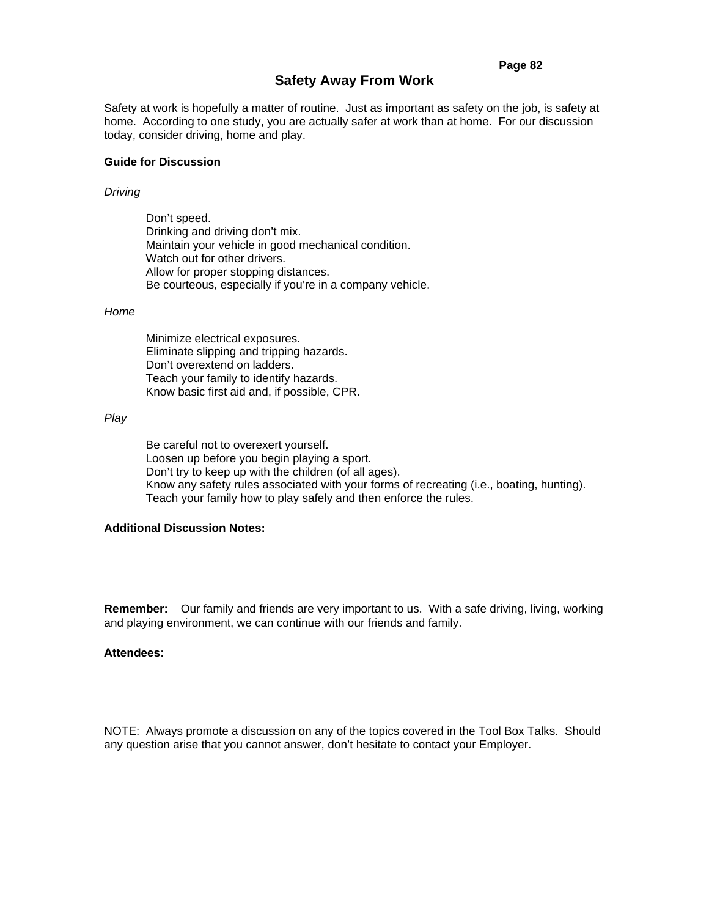# Safety Away From Work

Safety at work is hopefully a matter of routine. Just as important as safety on the job, is safety at home. According to one study, you are actually safer at work than at home. For our discussion today, consider driving, home and play.

**Guide for Discussion**

*Driving*

- Don't speed.
- Drinking and driving don't mix.
- Maintain your vehicle in good mechanical condition.
- Watch out for other drivers.
- Allow for proper stopping distances.
- Be courteous, especially if you're in a company vehicle.

*Home*

- Minimize electrical exposures.
- Eliminate slipping and tripping hazards.
- Don't overextend on ladders.
- Teach your family to identify hazards.
- Know basic first aid and, if possible, CPR.

*Play*

- Be careful not to overexert yourself.
- Loosen up before you begin playing a sport.
- Don't try to keep up with the children (of all ages).
- Know any safety rules associated with your forms of recreating (i.e., boating, hunting).
- Teach your family how to play safely and then enforce the rules.

**Additional Discussion Notes:**

**Remember:** Our family and friends are very important to us. With a safe driving, living, working and playing environment, we can continue with our friends and family.

**Attendees:**

NOTE: Always promote a discussion on any of the topics covered in the Tool Box Talks. Should any question arise that you cannot answer, don't hesitate to contact your Employer.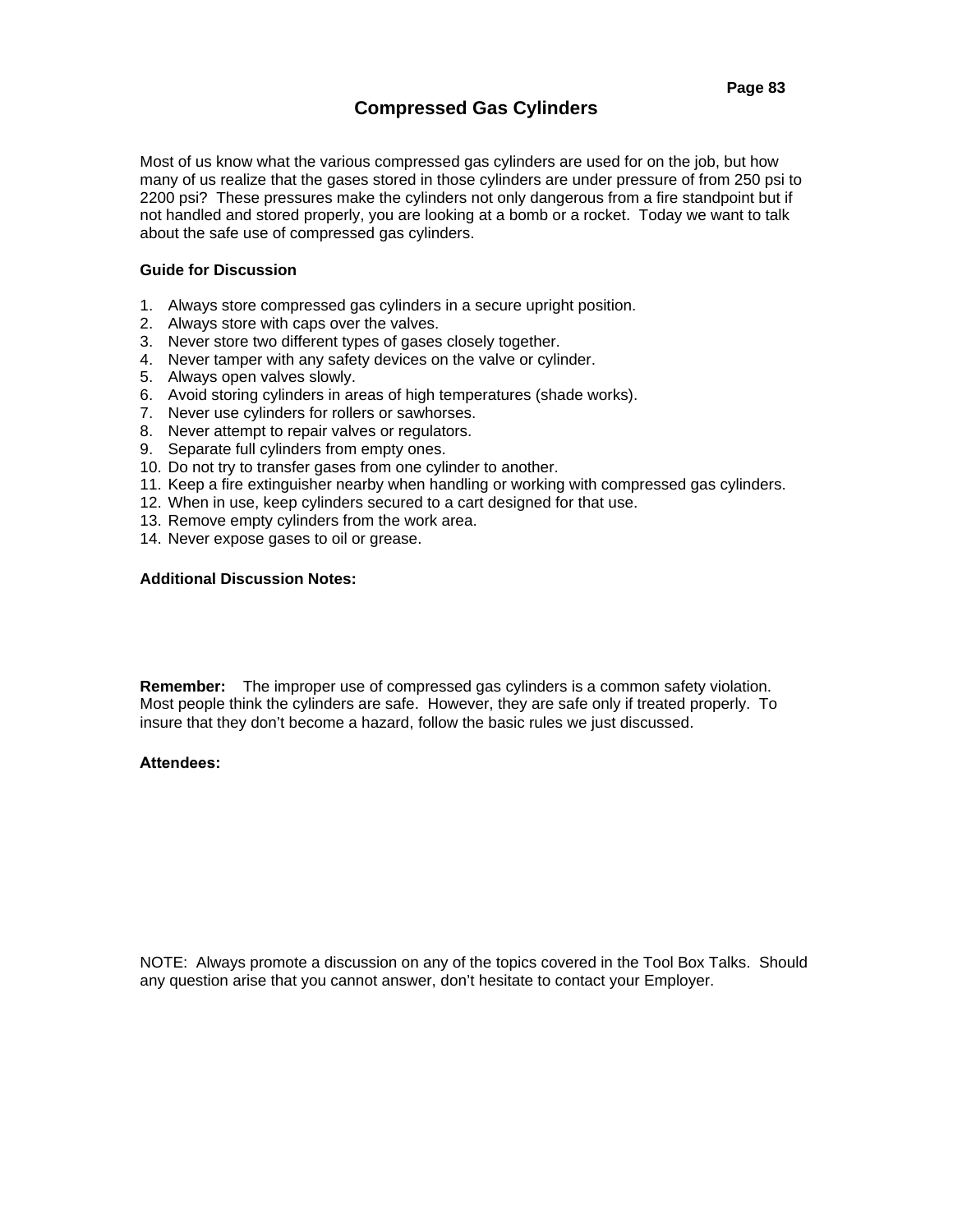# Compressed Gas Cylinders

Most of us know what the various compressed gas cylinders are used for on the job, but how many of us realize that the gases stored in those cylinders are under pressure of from 250 psi to 2200 psi? These pressures make the cylinders not only dangerous from a fire standpoint but if not handled and stored properly, you are looking at a bomb or a rocket. Today we want to talk about the safe use of compressed gas cylinders.

**Guide for Discussion**

1. Always store compressed gas cylinders in a secure upright position.
2. Always store with caps over the valves.
3. Never store two different types of gases closely together.
4. Never tamper with any safety devices on the valve or cylinder.
5. Always open valves slowly.
6. Avoid storing cylinders in areas of high temperatures (shade works).
7. Never use cylinders for rollers or sawhorses.
8. Never attempt to repair valves or regulators.
9. Separate full cylinders from empty ones.
10. Do not try to transfer gases from one cylinder to another.
11. Keep a fire extinguisher nearby when handling or working with compressed gas cylinders.
12. When in use, keep cylinders secured to a cart designed for that use.
13. Remove empty cylinders from the work area.
14. Never expose gases to oil or grease.

**Additional Discussion Notes:**

**Remember:** The improper use of compressed gas cylinders is a common safety violation. Most people think the cylinders are safe. However, they are safe only if treated properly. To insure that they don't become a hazard, follow the basic rules we just discussed.

**Attendees:**

NOTE: Always promote a discussion on any of the topics covered in the Tool Box Talks. Should any question arise that you cannot answer, don't hesitate to contact your Employer.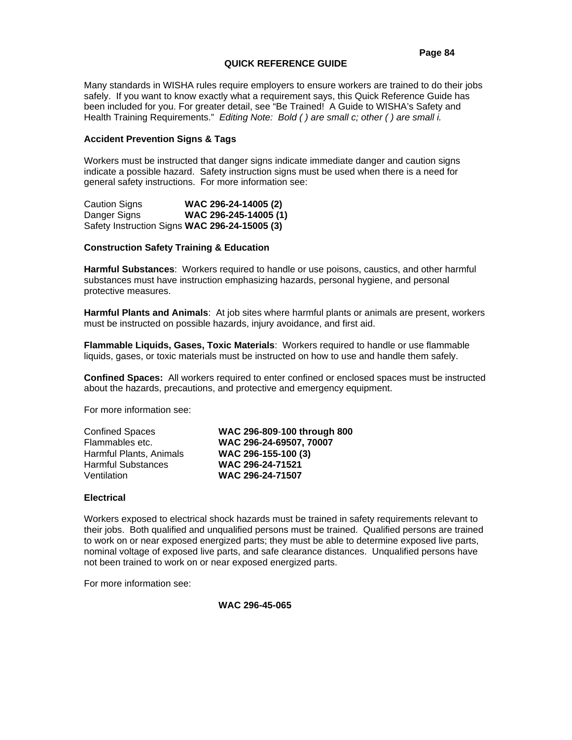## QUICK REFERENCE GUIDE

Many standards in WISHA rules require employers to ensure workers are trained to do their jobs safely. If you want to know exactly what a requirement says, this Quick Reference Guide has been included for you. For greater detail, see "Be Trained! A Guide to WISHA's Safety and Health Training Requirements." *Editing Note: Bold ( ) are small c; other ( ) are small i.*

### Accident Prevention Signs & Tags

Workers must be instructed that danger signs indicate immediate danger and caution signs indicate a possible hazard. Safety instruction signs must be used when there is a need for general safety instructions. For more information see:

| | |
|---|---|
| Caution Signs | **WAC 296-24-14005 (2)** |
| Danger Signs | **WAC 296-245-14005 (1)** |
| Safety Instruction Signs | **WAC 296-24-15005 (3)** |

### Construction Safety Training & Education

**Harmful Substances**: Workers required to handle or use poisons, caustics, and other harmful substances must have instruction emphasizing hazards, personal hygiene, and personal protective measures.

**Harmful Plants and Animals**: At job sites where harmful plants or animals are present, workers must be instructed on possible hazards, injury avoidance, and first aid.

**Flammable Liquids, Gases, Toxic Materials**: Workers required to handle or use flammable liquids, gases, or toxic materials must be instructed on how to use and handle them safely.

**Confined Spaces:** All workers required to enter confined or enclosed spaces must be instructed about the hazards, precautions, and protective and emergency equipment.

For more information see:

| | |
|---|---|
| Confined Spaces | **WAC 296-809-100 through 800** |
| Flammables etc. | **WAC 296-24-69507, 70007** |
| Harmful Plants, Animals | **WAC 296-155-100 (3)** |
| Harmful Substances | **WAC 296-24-71521** |
| Ventilation | **WAC 296-24-71507** |

### Electrical

Workers exposed to electrical shock hazards must be trained in safety requirements relevant to their jobs. Both qualified and unqualified persons must be trained. Qualified persons are trained to work on or near exposed energized parts; they must be able to determine exposed live parts, nominal voltage of exposed live parts, and safe clearance distances. Unqualified persons have not been trained to work on or near exposed energized parts.

For more information see:

**WAC 296-45-065**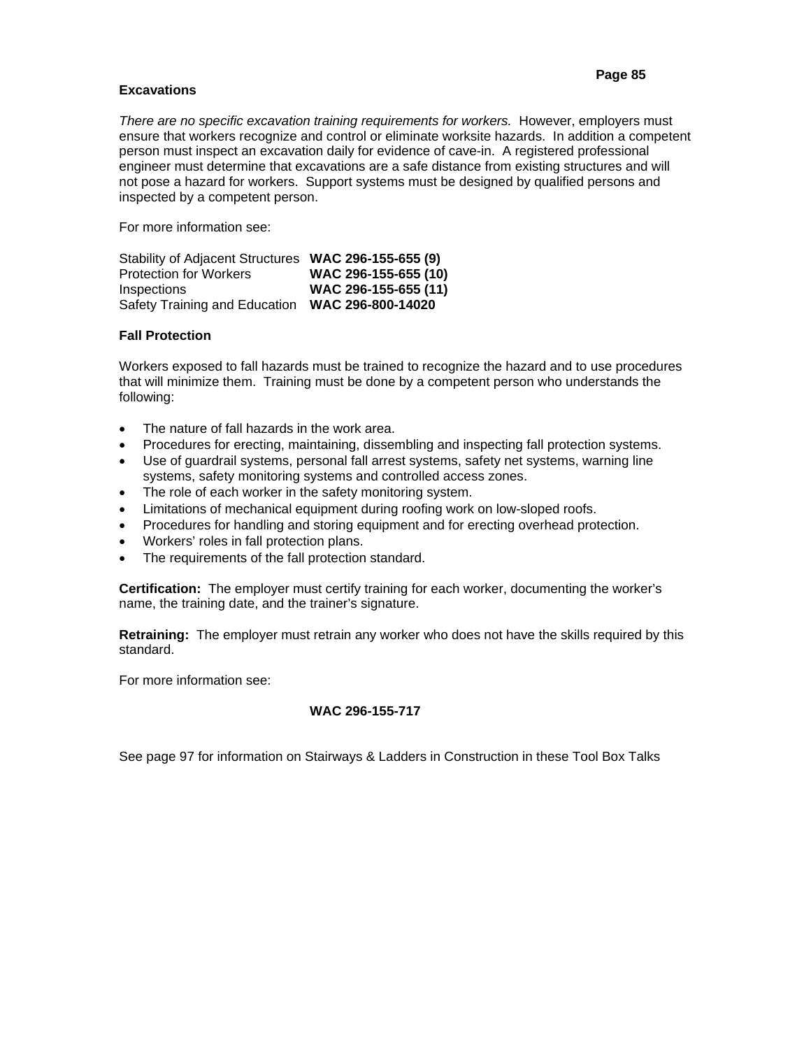### Excavations

*There are no specific excavation training requirements for workers.* However, employers must ensure that workers recognize and control or eliminate worksite hazards. In addition a competent person must inspect an excavation daily for evidence of cave-in. A registered professional engineer must determine that excavations are a safe distance from existing structures and will not pose a hazard for workers. Support systems must be designed by qualified persons and inspected by a competent person.

For more information see:

| | |
|---|---|
| Stability of Adjacent Structures | **WAC 296-155-655 (9)** |
| Protection for Workers | **WAC 296-155-655 (10)** |
| Inspections | **WAC 296-155-655 (11)** |
| Safety Training and Education | **WAC 296-800-14020** |

### Fall Protection

Workers exposed to fall hazards must be trained to recognize the hazard and to use procedures that will minimize them. Training must be done by a competent person who understands the following:

- The nature of fall hazards in the work area.
- Procedures for erecting, maintaining, dissembling and inspecting fall protection systems.
- Use of guardrail systems, personal fall arrest systems, safety net systems, warning line systems, safety monitoring systems and controlled access zones.
- The role of each worker in the safety monitoring system.
- Limitations of mechanical equipment during roofing work on low-sloped roofs.
- Procedures for handling and storing equipment and for erecting overhead protection.
- Workers' roles in fall protection plans.
- The requirements of the fall protection standard.

**Certification:** The employer must certify training for each worker, documenting the worker's name, the training date, and the trainer's signature.

**Retraining:** The employer must retrain any worker who does not have the skills required by this standard.

For more information see:

**WAC 296-155-717**

See page 97 for information on Stairways & Ladders in Construction in these Tool Box Talks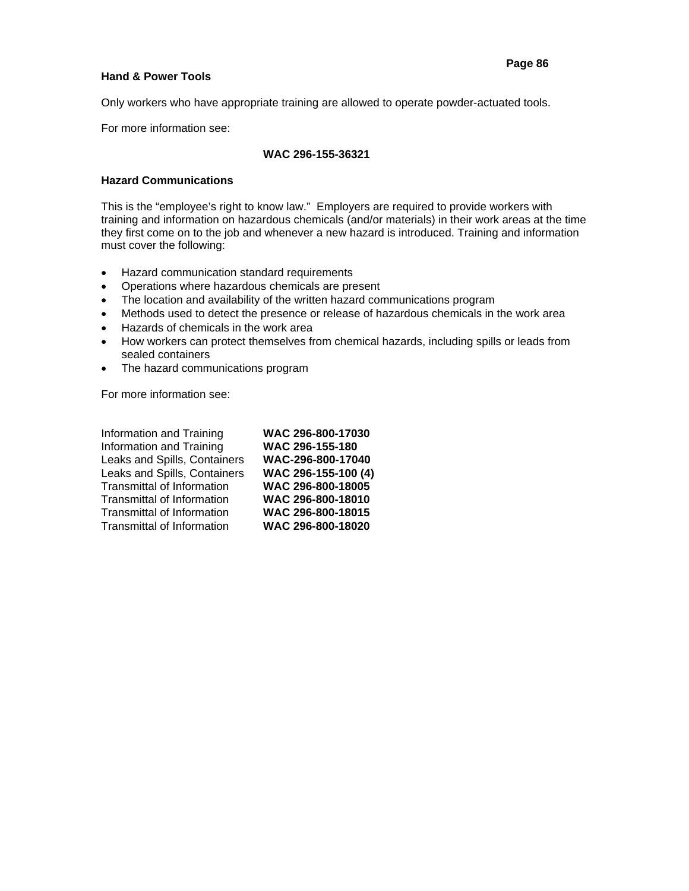### Hand & Power Tools

Only workers who have appropriate training are allowed to operate powder-actuated tools.

For more information see:

**WAC 296-155-36321**

### Hazard Communications

This is the "employee's right to know law." Employers are required to provide workers with training and information on hazardous chemicals (and/or materials) in their work areas at the time they first come on to the job and whenever a new hazard is introduced. Training and information must cover the following:

- Hazard communication standard requirements
- Operations where hazardous chemicals are present
- The location and availability of the written hazard communications program
- Methods used to detect the presence or release of hazardous chemicals in the work area
- Hazards of chemicals in the work area
- How workers can protect themselves from chemical hazards, including spills or leads from sealed containers
- The hazard communications program

For more information see:

| | |
|---|---|
| Information and Training | **WAC 296-800-17030** |
| Information and Training | **WAC 296-155-180** |
| Leaks and Spills, Containers | **WAC-296-800-17040** |
| Leaks and Spills, Containers | **WAC 296-155-100 (4)** |
| Transmittal of Information | **WAC 296-800-18005** |
| Transmittal of Information | **WAC 296-800-18010** |
| Transmittal of Information | **WAC 296-800-18015** |
| Transmittal of Information | **WAC 296-800-18020** |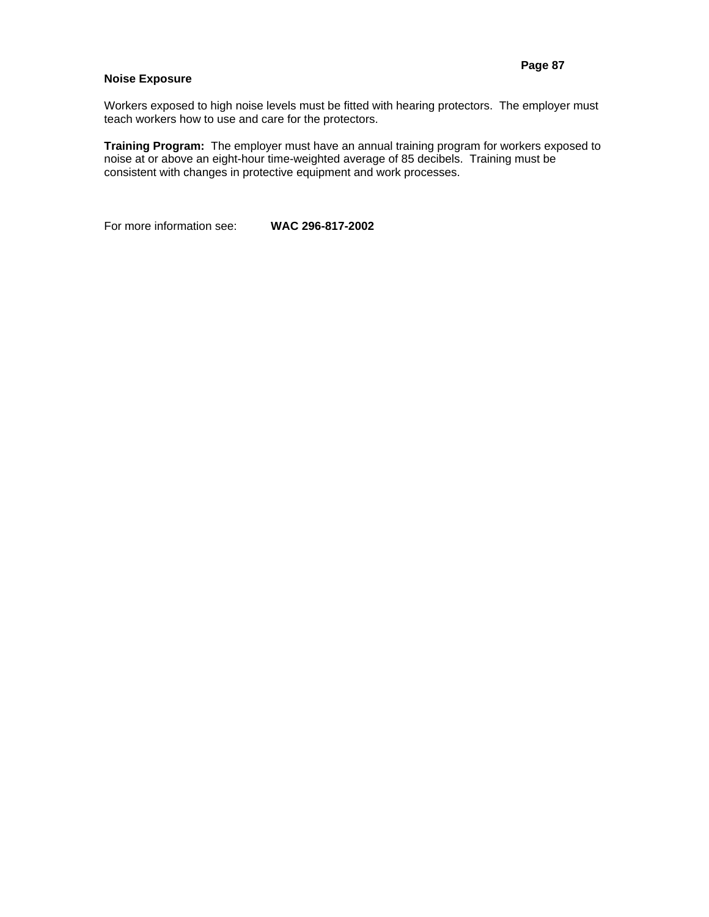## Noise Exposure

Workers exposed to high noise levels must be fitted with hearing protectors. The employer must teach workers how to use and care for the protectors.

**Training Program:** The employer must have an annual training program for workers exposed to noise at or above an eight-hour time-weighted average of 85 decibels. Training must be consistent with changes in protective equipment and work processes.

For more information see: **WAC 296-817-2002**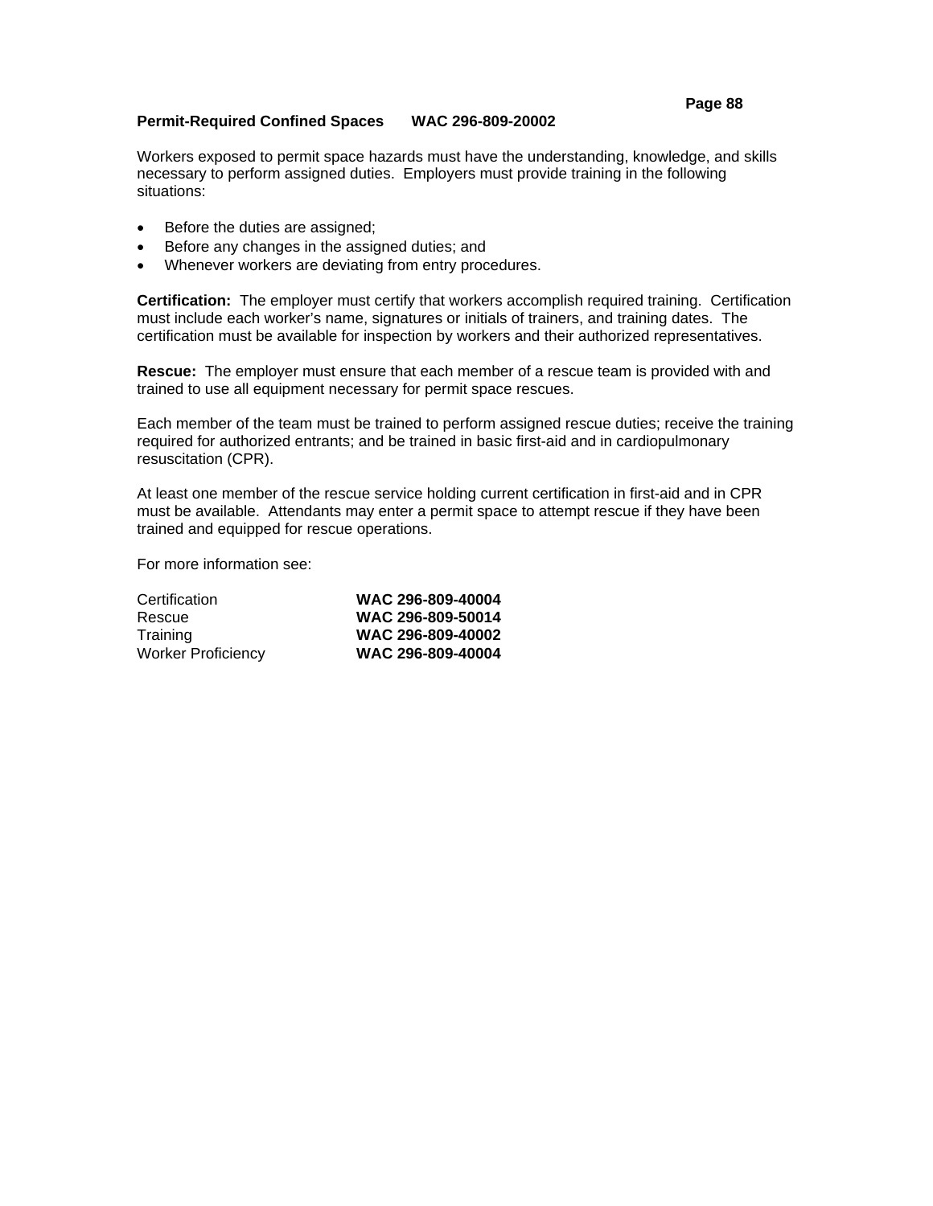## Permit-Required Confined Spaces WAC 296-809-20002

Workers exposed to permit space hazards must have the understanding, knowledge, and skills necessary to perform assigned duties. Employers must provide training in the following situations:

- Before the duties are assigned;
- Before any changes in the assigned duties; and
- Whenever workers are deviating from entry procedures.

**Certification:** The employer must certify that workers accomplish required training. Certification must include each worker's name, signatures or initials of trainers, and training dates. The certification must be available for inspection by workers and their authorized representatives.

**Rescue:** The employer must ensure that each member of a rescue team is provided with and trained to use all equipment necessary for permit space rescues.

Each member of the team must be trained to perform assigned rescue duties; receive the training required for authorized entrants; and be trained in basic first-aid and in cardiopulmonary resuscitation (CPR).

At least one member of the rescue service holding current certification in first-aid and in CPR must be available. Attendants may enter a permit space to attempt rescue if they have been trained and equipped for rescue operations.

For more information see:

| | |
|---|---|
| Certification | **WAC 296-809-40004** |
| Rescue | **WAC 296-809-50014** |
| Training | **WAC 296-809-40002** |
| Worker Proficiency | **WAC 296-809-40004** |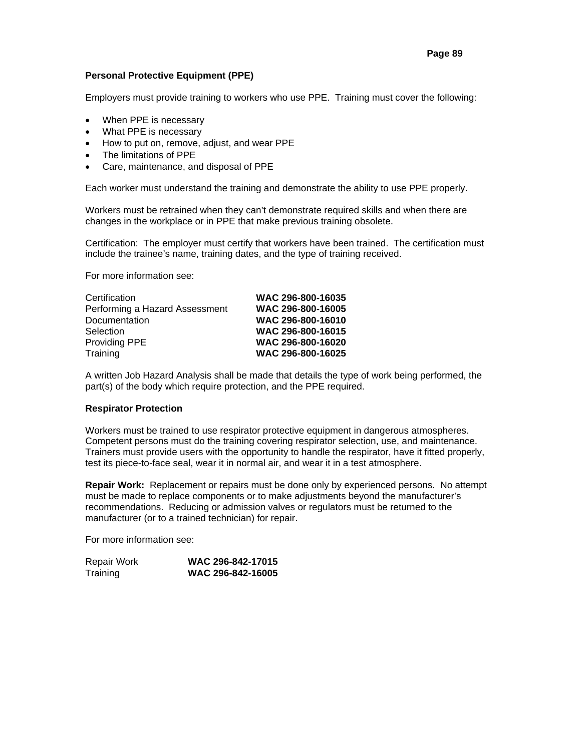**Personal Protective Equipment (PPE)**

Employers must provide training to workers who use PPE.  Training must cover the following:

- When PPE is necessary
- What PPE is necessary
- How to put on, remove, adjust, and wear PPE
- The limitations of PPE
- Care, maintenance, and disposal of PPE

Each worker must understand the training and demonstrate the ability to use PPE properly.

Workers must be retrained when they can't demonstrate required skills and when there are changes in the workplace or in PPE that make previous training obsolete.

Certification:  The employer must certify that workers have been trained.  The certification must include the trainee's name, training dates, and the type of training received.

For more information see:

| | |
|---|---|
| Certification | **WAC 296-800-16035** |
| Performing a Hazard Assessment | **WAC 296-800-16005** |
| Documentation | **WAC 296-800-16010** |
| Selection | **WAC 296-800-16015** |
| Providing PPE | **WAC 296-800-16020** |
| Training | **WAC 296-800-16025** |

A written Job Hazard Analysis shall be made that details the type of work being performed, the part(s) of the body which require protection, and the PPE required.

**Respirator Protection**

Workers must be trained to use respirator protective equipment in dangerous atmospheres. Competent persons must do the training covering respirator selection, use, and maintenance. Trainers must provide users with the opportunity to handle the respirator, have it fitted properly, test its piece-to-face seal, wear it in normal air, and wear it in a test atmosphere.

**Repair Work:**  Replacement or repairs must be done only by experienced persons.  No attempt must be made to replace components or to make adjustments beyond the manufacturer's recommendations.  Reducing or admission valves or regulators must be returned to the manufacturer (or to a trained technician) for repair.

For more information see:

| | |
|---|---|
| Repair Work | **WAC 296-842-17015** |
| Training | **WAC 296-842-16005** |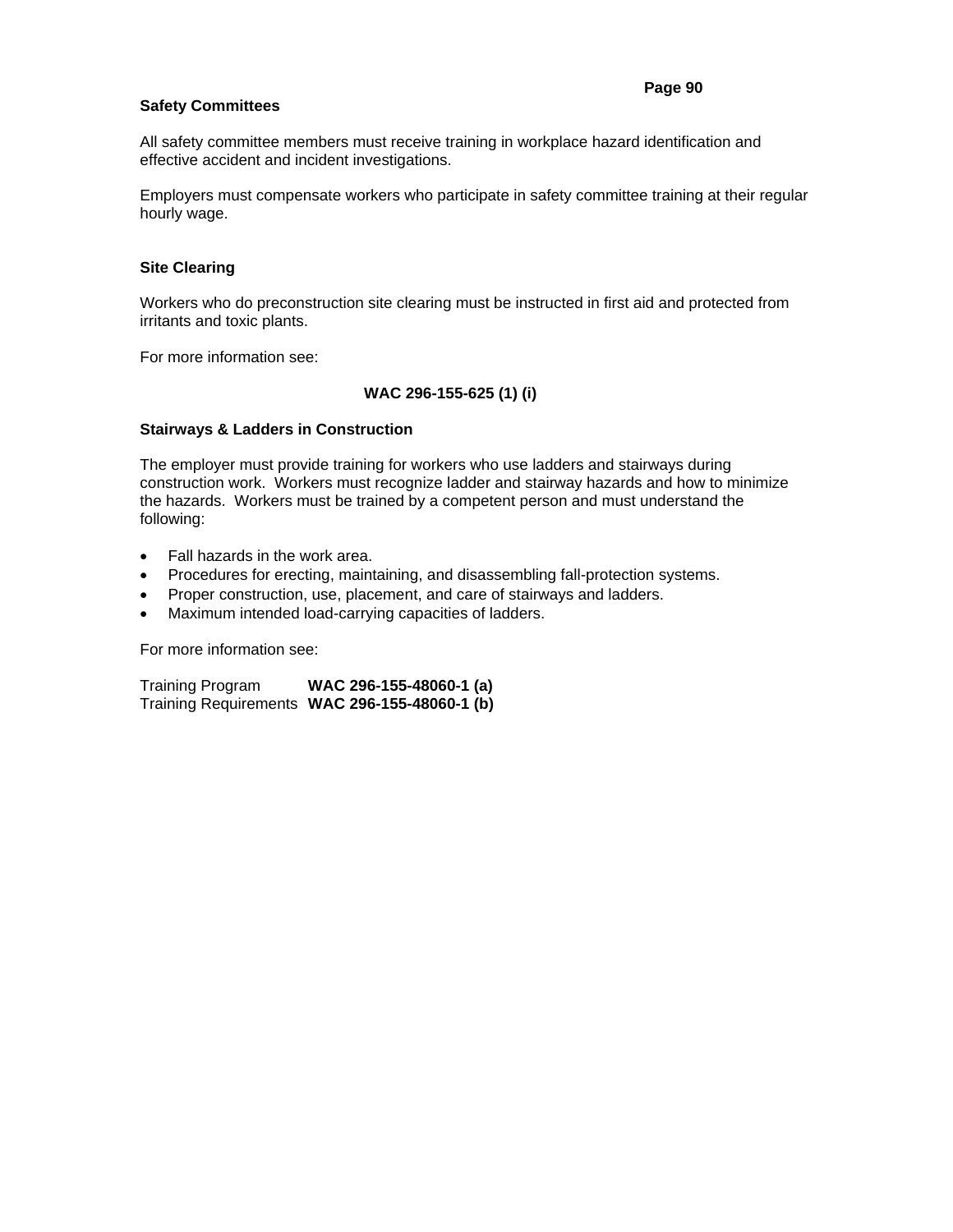## Safety Committees

All safety committee members must receive training in workplace hazard identification and effective accident and incident investigations.

Employers must compensate workers who participate in safety committee training at their regular hourly wage.

## Site Clearing

Workers who do preconstruction site clearing must be instructed in first aid and protected from irritants and toxic plants.

For more information see:

**WAC 296-155-625 (1) (i)**

## Stairways & Ladders in Construction

The employer must provide training for workers who use ladders and stairways during construction work. Workers must recognize ladder and stairway hazards and how to minimize the hazards. Workers must be trained by a competent person and must understand the following:

- Fall hazards in the work area.
- Procedures for erecting, maintaining, and disassembling fall-protection systems.
- Proper construction, use, placement, and care of stairways and ladders.
- Maximum intended load-carrying capacities of ladders.

For more information see:

Training Program **WAC 296-155-48060-1 (a)**
Training Requirements **WAC 296-155-48060-1 (b)**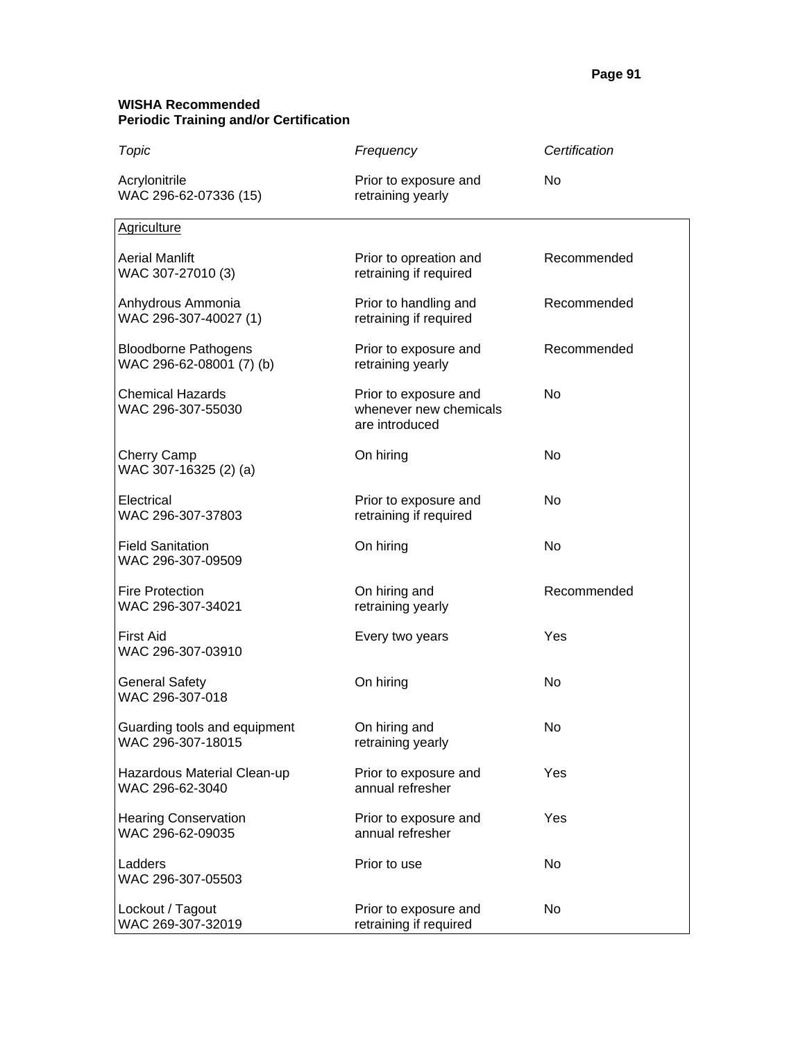**WISHA Recommended**
**Periodic Training and/or Certification**

| *Topic* | *Frequency* | *Certification* |
| --- | --- | --- |
| Acrylonitrile<br>WAC 296-62-07336 (15) | Prior to exposure and retraining yearly | No |
| Agriculture | | |
| Aerial Manlift<br>WAC 307-27010 (3) | Prior to opreation and retraining if required | Recommended |
| Anhydrous Ammonia<br>WAC 296-307-40027 (1) | Prior to handling and retraining if required | Recommended |
| Bloodborne Pathogens<br>WAC 296-62-08001 (7) (b) | Prior to exposure and retraining yearly | Recommended |
| Chemical Hazards<br>WAC 296-307-55030 | Prior to exposure and whenever new chemicals are introduced | No |
| Cherry Camp<br>WAC 307-16325 (2) (a) | On hiring | No |
| Electrical<br>WAC 296-307-37803 | Prior to exposure and retraining if required | No |
| Field Sanitation<br>WAC 296-307-09509 | On hiring | No |
| Fire Protection<br>WAC 296-307-34021 | On hiring and retraining yearly | Recommended |
| First Aid<br>WAC 296-307-03910 | Every two years | Yes |
| General Safety<br>WAC 296-307-018 | On hiring | No |
| Guarding tools and equipment<br>WAC 296-307-18015 | On hiring and retraining yearly | No |
| Hazardous Material Clean-up<br>WAC 296-62-3040 | Prior to exposure and annual refresher | Yes |
| Hearing Conservation<br>WAC 296-62-09035 | Prior to exposure and annual refresher | Yes |
| Ladders<br>WAC 296-307-05503 | Prior to use | No |
| Lockout / Tagout<br>WAC 269-307-32019 | Prior to exposure and retraining if required | No |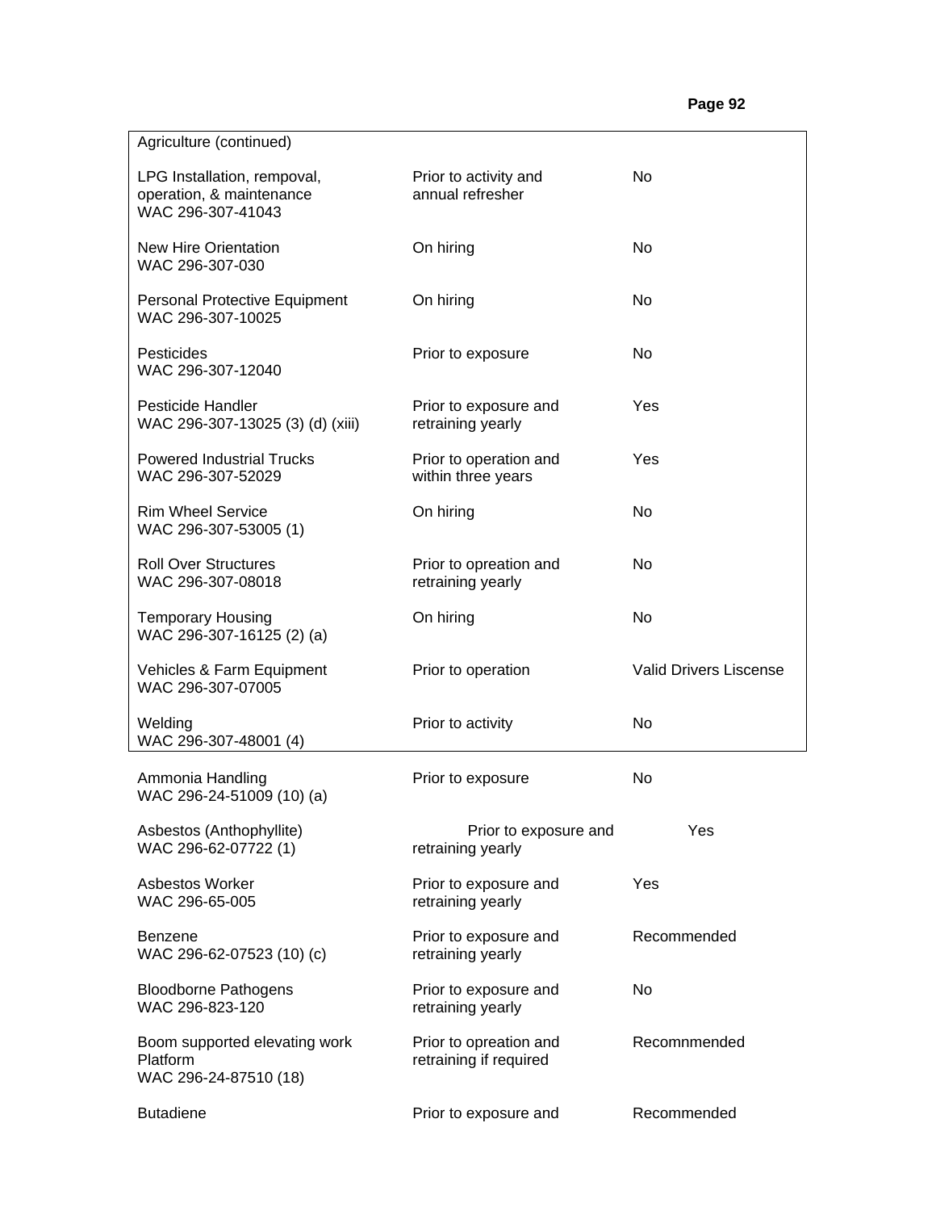| Agriculture (continued) | | |
|---|---|---|
| LPG Installation, rempoval, operation, & maintenance WAC 296-307-41043 | Prior to activity and annual refresher | No |
| New Hire Orientation WAC 296-307-030 | On hiring | No |
| Personal Protective Equipment WAC 296-307-10025 | On hiring | No |
| Pesticides WAC 296-307-12040 | Prior to exposure | No |
| Pesticide Handler WAC 296-307-13025 (3) (d) (xiii) | Prior to exposure and retraining yearly | Yes |
| Powered Industrial Trucks WAC 296-307-52029 | Prior to operation and within three years | Yes |
| Rim Wheel Service WAC 296-307-53005 (1) | On hiring | No |
| Roll Over Structures WAC 296-307-08018 | Prior to opreation and retraining yearly | No |
| Temporary Housing WAC 296-307-16125 (2) (a) | On hiring | No |
| Vehicles & Farm Equipment WAC 296-307-07005 | Prior to operation | Valid Drivers Liscense |
| Welding WAC 296-307-48001 (4) | Prior to activity | No |

| | | |
|---|---|---|
| Ammonia Handling WAC 296-24-51009 (10) (a) | Prior to exposure | No |
| Asbestos (Anthophyllite) WAC 296-62-07722 (1) | Prior to exposure and retraining yearly | Yes |
| Asbestos Worker WAC 296-65-005 | Prior to exposure and retraining yearly | Yes |
| Benzene WAC 296-62-07523 (10) (c) | Prior to exposure and retraining yearly | Recommended |
| Bloodborne Pathogens WAC 296-823-120 | Prior to exposure and retraining yearly | No |
| Boom supported elevating work Platform WAC 296-24-87510 (18) | Prior to opreation and retraining if required | Recomnmended |
| Butadiene | Prior to exposure and | Recommended |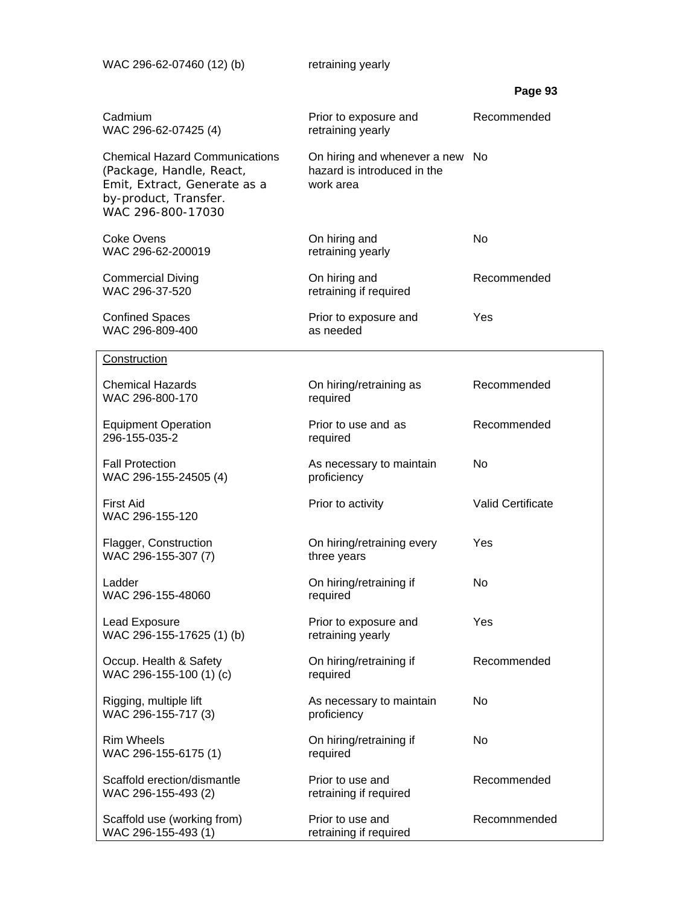| | | |
|---|---|---|
| WAC 296-62-07460 (12) (b) | retraining yearly | |
| Cadmium<br>WAC 296-62-07425 (4) | Prior to exposure and retraining yearly | Recommended |
| Chemical Hazard Communications (Package, Handle, React, Emit, Extract, Generate as a by-product, Transfer.<br>WAC 296-800-17030 | On hiring and whenever a new hazard is introduced in the work area | No |
| Coke Ovens<br>WAC 296-62-200019 | On hiring and retraining yearly | No |
| Commercial Diving<br>WAC 296-37-520 | On hiring and retraining if required | Recommended |
| Confined Spaces<br>WAC 296-809-400 | Prior to exposure and as needed | Yes |

| Construction | | |
|---|---|---|
| Chemical Hazards<br>WAC 296-800-170 | On hiring/retraining as required | Recommended |
| Equipment Operation<br>296-155-035-2 | Prior to use and as required | Recommended |
| Fall Protection<br>WAC 296-155-24505 (4) | As necessary to maintain proficiency | No |
| First Aid<br>WAC 296-155-120 | Prior to activity | Valid Certificate |
| Flagger, Construction<br>WAC 296-155-307 (7) | On hiring/retraining every three years | Yes |
| Ladder<br>WAC 296-155-48060 | On hiring/retraining if required | No |
| Lead Exposure<br>WAC 296-155-17625 (1) (b) | Prior to exposure and retraining yearly | Yes |
| Occup. Health & Safety<br>WAC 296-155-100 (1) (c) | On hiring/retraining if required | Recommended |
| Rigging, multiple lift<br>WAC 296-155-717 (3) | As necessary to maintain proficiency | No |
| Rim Wheels<br>WAC 296-155-6175 (1) | On hiring/retraining if required | No |
| Scaffold erection/dismantle<br>WAC 296-155-493 (2) | Prior to use and retraining if required | Recommended |
| Scaffold use (working from)<br>WAC 296-155-493 (1) | Prior to use and retraining if required | Recomnmended |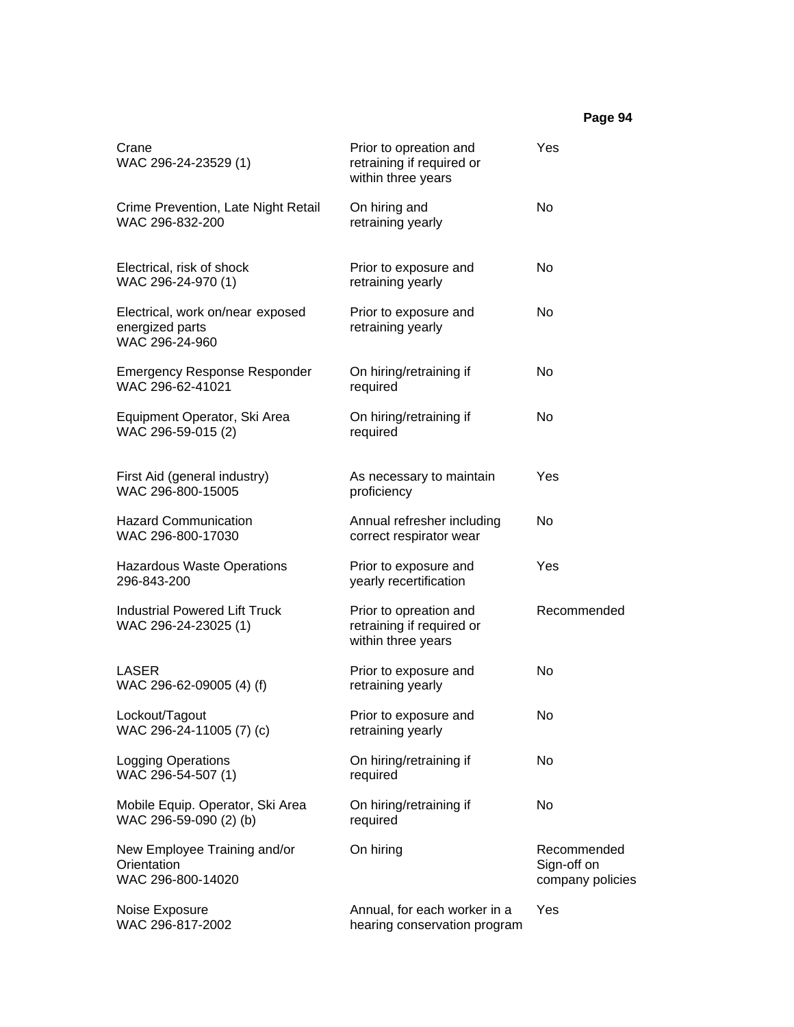| | | |
|---|---|---|
| Crane<br>WAC 296-24-23529 (1) | Prior to opreation and retraining if required or within three years | Yes |
| Crime Prevention, Late Night Retail<br>WAC 296-832-200 | On hiring and retraining yearly | No |
| Electrical, risk of shock<br>WAC 296-24-970 (1) | Prior to exposure and retraining yearly | No |
| Electrical, work on/near exposed energized parts<br>WAC 296-24-960 | Prior to exposure and retraining yearly | No |
| Emergency Response Responder<br>WAC 296-62-41021 | On hiring/retraining if required | No |
| Equipment Operator, Ski Area<br>WAC 296-59-015 (2) | On hiring/retraining if required | No |
| First Aid (general industry)<br>WAC 296-800-15005 | As necessary to maintain proficiency | Yes |
| Hazard Communication<br>WAC 296-800-17030 | Annual refresher including correct respirator wear | No |
| Hazardous Waste Operations<br>296-843-200 | Prior to exposure and yearly recertification | Yes |
| Industrial Powered Lift Truck<br>WAC 296-24-23025 (1) | Prior to opreation and retraining if required or within three years | Recommended |
| LASER<br>WAC 296-62-09005 (4) (f) | Prior to exposure and retraining yearly | No |
| Lockout/Tagout<br>WAC 296-24-11005 (7) (c) | Prior to exposure and retraining yearly | No |
| Logging Operations<br>WAC 296-54-507 (1) | On hiring/retraining if required | No |
| Mobile Equip. Operator, Ski Area<br>WAC 296-59-090 (2) (b) | On hiring/retraining if required | No |
| New Employee Training and/or Orientation<br>WAC 296-800-14020 | On hiring | Recommended Sign-off on company policies |
| Noise Exposure<br>WAC 296-817-2002 | Annual, for each worker in a hearing conservation program | Yes |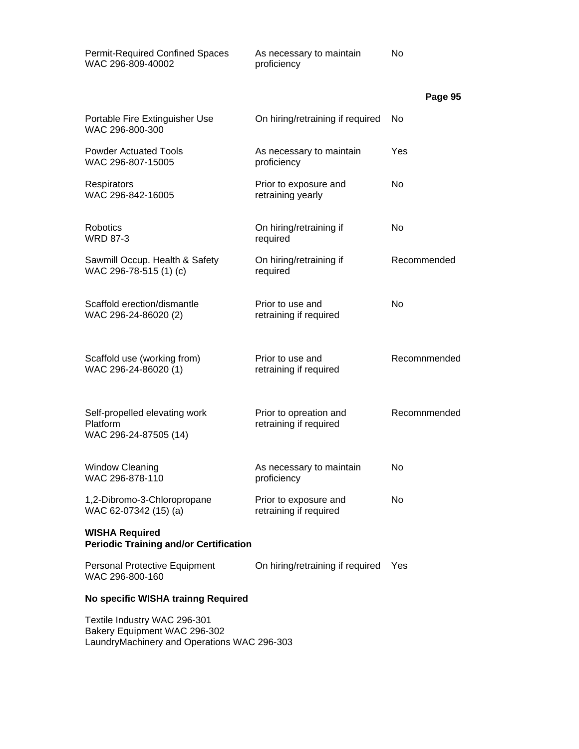| | | |
|---|---|---|
| Permit-Required Confined Spaces<br>WAC 296-809-40002 | As necessary to maintain proficiency | No |
| Portable Fire Extinguisher Use<br>WAC 296-800-300 | On hiring/retraining if required | No |
| Powder Actuated Tools<br>WAC 296-807-15005 | As necessary to maintain proficiency | Yes |
| Respirators<br>WAC 296-842-16005 | Prior to exposure and retraining yearly | No |
| Robotics<br>WRD 87-3 | On hiring/retraining if required | No |
| Sawmill Occup. Health & Safety<br>WAC 296-78-515 (1) (c) | On hiring/retraining if required | Recommended |
| Scaffold erection/dismantle<br>WAC 296-24-86020 (2) | Prior to use and retraining if required | No |
| Scaffold use (working from)<br>WAC 296-24-86020 (1) | Prior to use and retraining if required | Recomnmended |
| Self-propelled elevating work Platform<br>WAC 296-24-87505 (14) | Prior to opreation and retraining if required | Recomnmended |
| Window Cleaning<br>WAC 296-878-110 | As necessary to maintain proficiency | No |
| 1,2-Dibromo-3-Chloropropane<br>WAC 62-07342 (15) (a) | Prior to exposure and retraining if required | No |

**WISHA Required**
**Periodic Training and/or Certification**

| | | |
|---|---|---|
| Personal Protective Equipment<br>WAC 296-800-160 | On hiring/retraining if required | Yes |

**No specific WISHA trainng Required**

Textile Industry WAC 296-301
Bakery Equipment WAC 296-302
LaundryMachinery and Operations WAC 296-303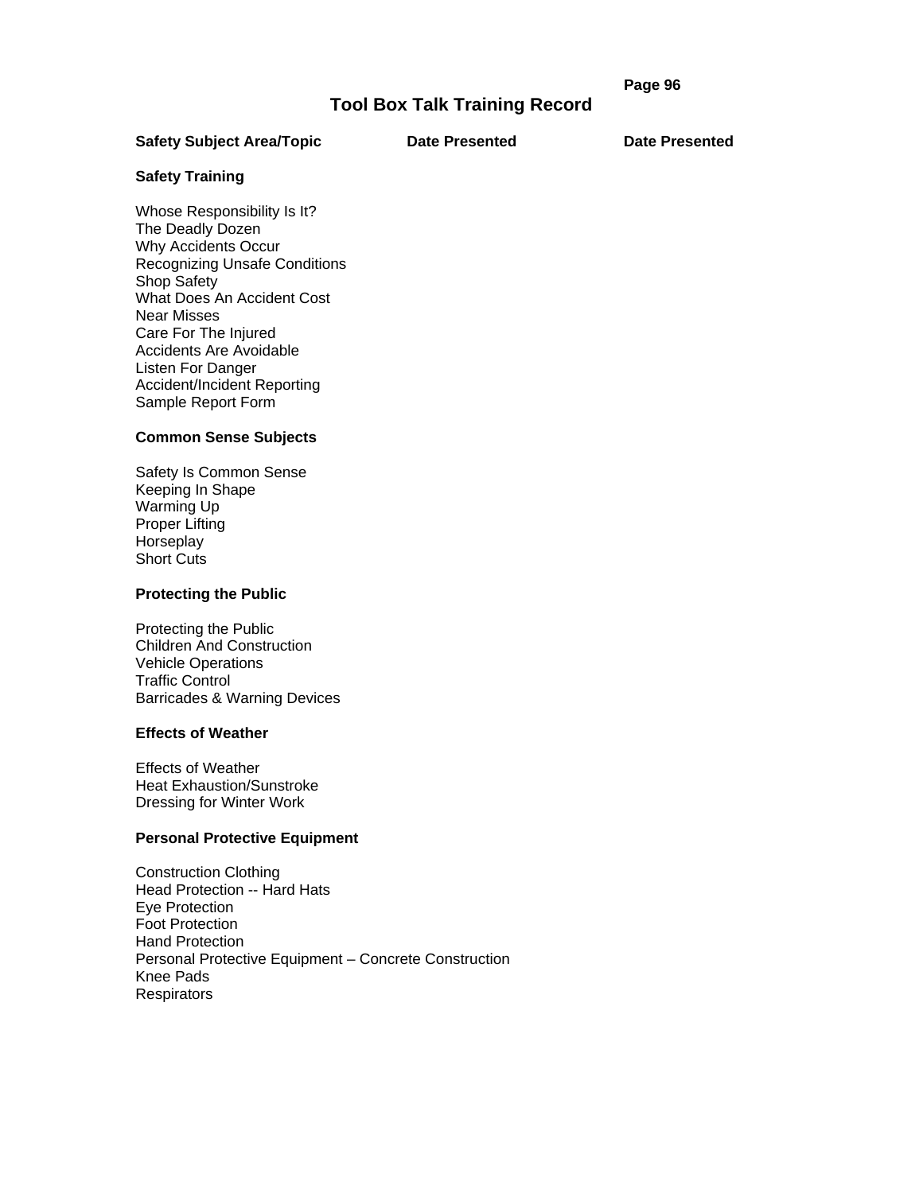# Tool Box Talk Training Record

| Safety Subject Area/Topic | Date Presented | Date Presented |
| --- | --- | --- |
| **Safety Training** | | |
| Whose Responsibility Is It? | | |
| The Deadly Dozen | | |
| Why Accidents Occur | | |
| Recognizing Unsafe Conditions | | |
| Shop Safety | | |
| What Does An Accident Cost | | |
| Near Misses | | |
| Care For The Injured | | |
| Accidents Are Avoidable | | |
| Listen For Danger | | |
| Accident/Incident Reporting | | |
| Sample Report Form | | |
| **Common Sense Subjects** | | |
| Safety Is Common Sense | | |
| Keeping In Shape | | |
| Warming Up | | |
| Proper Lifting | | |
| Horseplay | | |
| Short Cuts | | |
| **Protecting the Public** | | |
| Protecting the Public | | |
| Children And Construction | | |
| Vehicle Operations | | |
| Traffic Control | | |
| Barricades & Warning Devices | | |
| **Effects of Weather** | | |
| Effects of Weather | | |
| Heat Exhaustion/Sunstroke | | |
| Dressing for Winter Work | | |
| **Personal Protective Equipment** | | |
| Construction Clothing | | |
| Head Protection -- Hard Hats | | |
| Eye Protection | | |
| Foot Protection | | |
| Hand Protection | | |
| Personal Protective Equipment – Concrete Construction | | |
| Knee Pads | | |
| Respirators | | |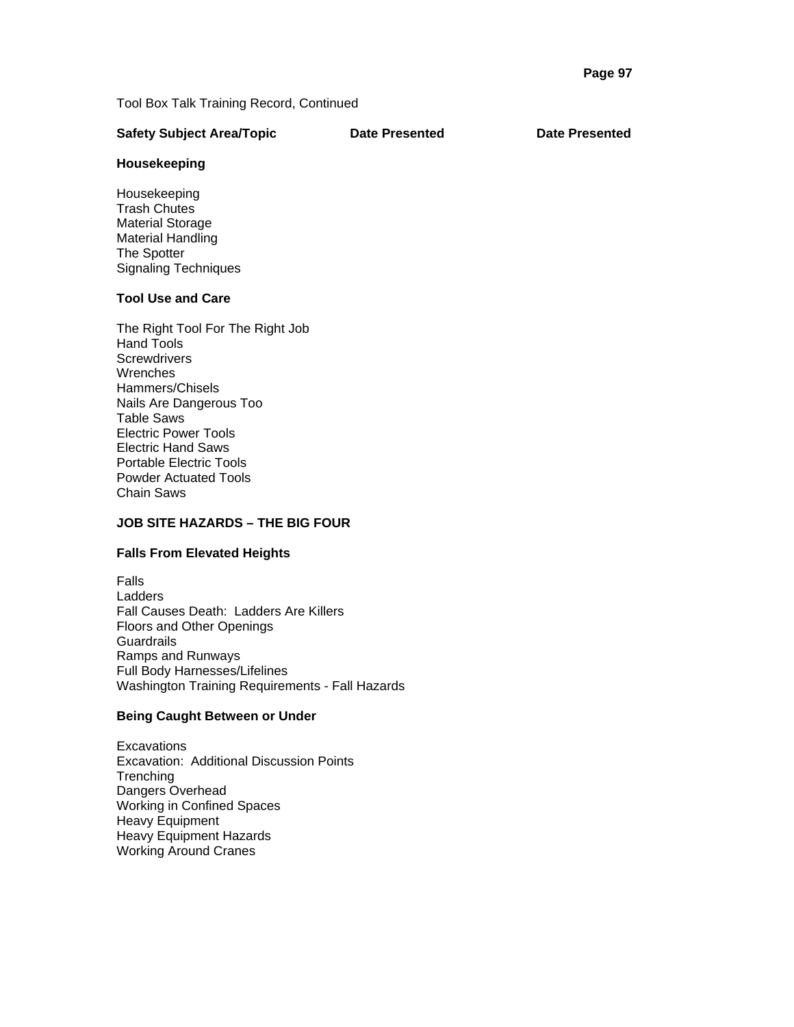Tool Box Talk Training Record, Continued

| Safety Subject Area/Topic | Date Presented | Date Presented |
|---|---|---|
| **Housekeeping** | | |
| Housekeeping | | |
| Trash Chutes | | |
| Material Storage | | |
| Material Handling | | |
| The Spotter | | |
| Signaling Techniques | | |
| **Tool Use and Care** | | |
| The Right Tool For The Right Job | | |
| Hand Tools | | |
| Screwdrivers | | |
| Wrenches | | |
| Hammers/Chisels | | |
| Nails Are Dangerous Too | | |
| Table Saws | | |
| Electric Power Tools | | |
| Electric Hand Saws | | |
| Portable Electric Tools | | |
| Powder Actuated Tools | | |
| Chain Saws | | |
| **JOB SITE HAZARDS – THE BIG FOUR** | | |
| **Falls From Elevated Heights** | | |
| Falls | | |
| Ladders | | |
| Fall Causes Death:  Ladders Are Killers | | |
| Floors and Other Openings | | |
| Guardrails | | |
| Ramps and Runways | | |
| Full Body Harnesses/Lifelines | | |
| Washington Training Requirements - Fall Hazards | | |
| **Being Caught Between or Under** | | |
| Excavations | | |
| Excavation:  Additional Discussion Points | | |
| Trenching | | |
| Dangers Overhead | | |
| Working in Confined Spaces | | |
| Heavy Equipment | | |
| Heavy Equipment Hazards | | |
| Working Around Cranes | | |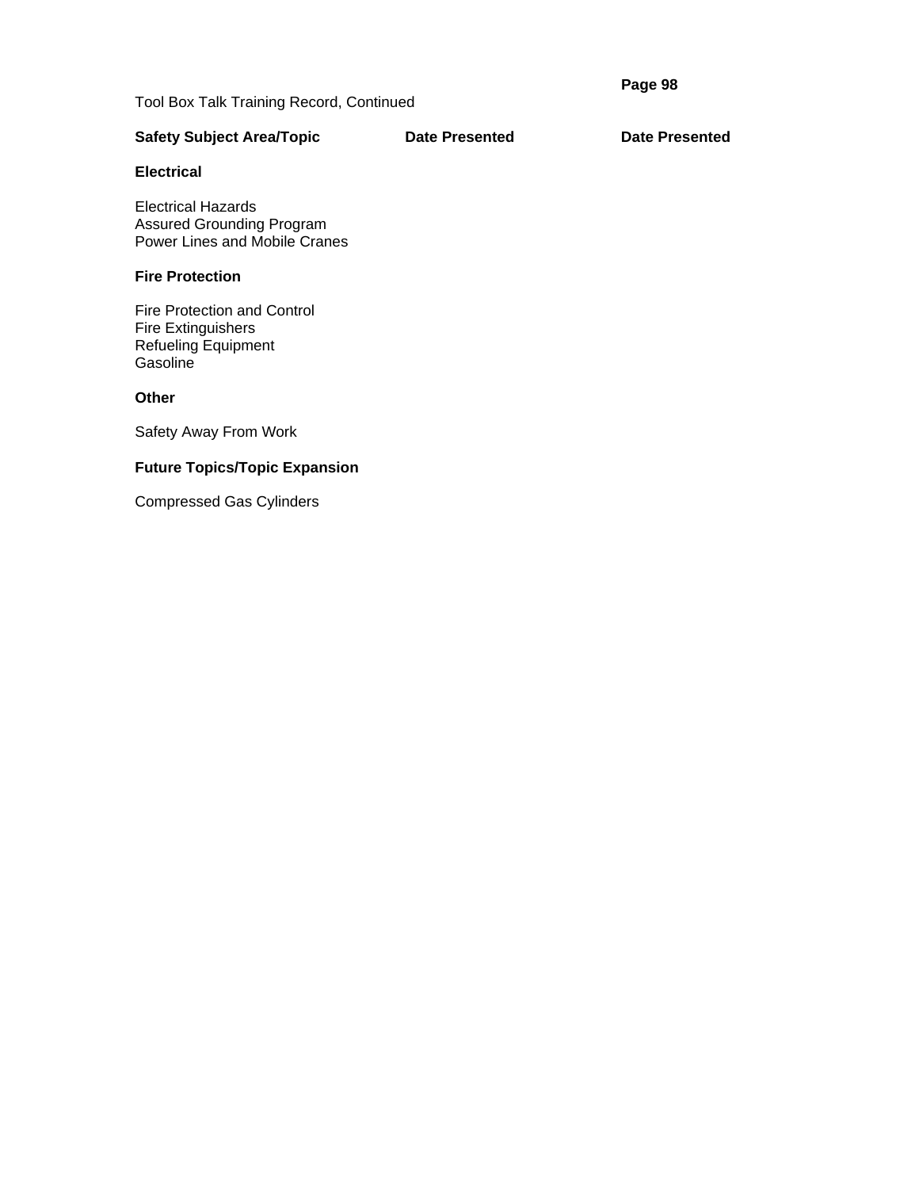Tool Box Talk Training Record, Continued

| Safety Subject Area/Topic | Date Presented | Date Presented |
| --- | --- | --- |
| **Electrical** | | |
| Electrical Hazards | | |
| Assured Grounding Program | | |
| Power Lines and Mobile Cranes | | |
| **Fire Protection** | | |
| Fire Protection and Control | | |
| Fire Extinguishers | | |
| Refueling Equipment | | |
| Gasoline | | |
| **Other** | | |
| Safety Away From Work | | |
| **Future Topics/Topic Expansion** | | |
| Compressed Gas Cylinders | | |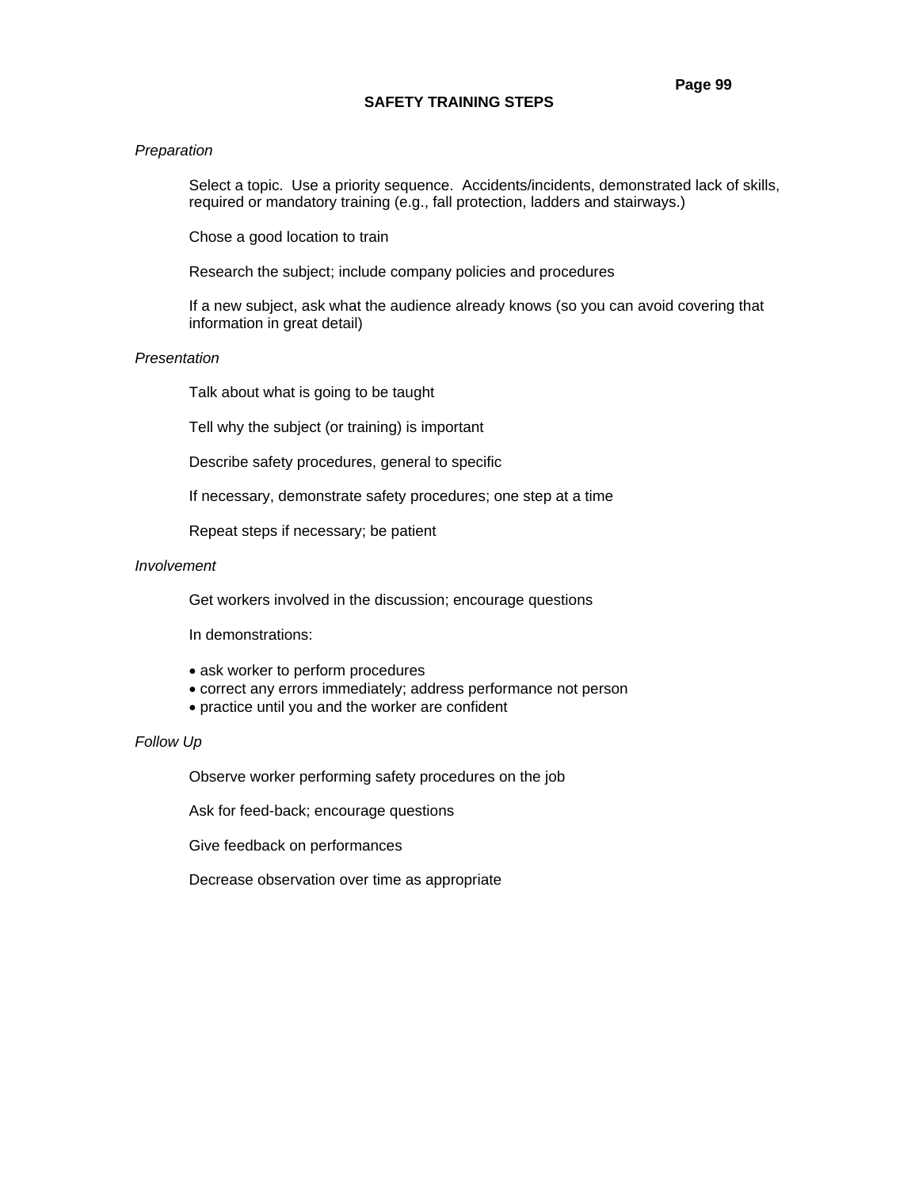# SAFETY TRAINING STEPS

*Preparation*

Select a topic. Use a priority sequence. Accidents/incidents, demonstrated lack of skills, required or mandatory training (e.g., fall protection, ladders and stairways.)

Chose a good location to train

Research the subject; include company policies and procedures

If a new subject, ask what the audience already knows (so you can avoid covering that information in great detail)

*Presentation*

Talk about what is going to be taught

Tell why the subject (or training) is important

Describe safety procedures, general to specific

If necessary, demonstrate safety procedures; one step at a time

Repeat steps if necessary; be patient

*Involvement*

Get workers involved in the discussion; encourage questions

In demonstrations:

- ask worker to perform procedures
- correct any errors immediately; address performance not person
- practice until you and the worker are confident

*Follow Up*

Observe worker performing safety procedures on the job

Ask for feed-back; encourage questions

Give feedback on performances

Decrease observation over time as appropriate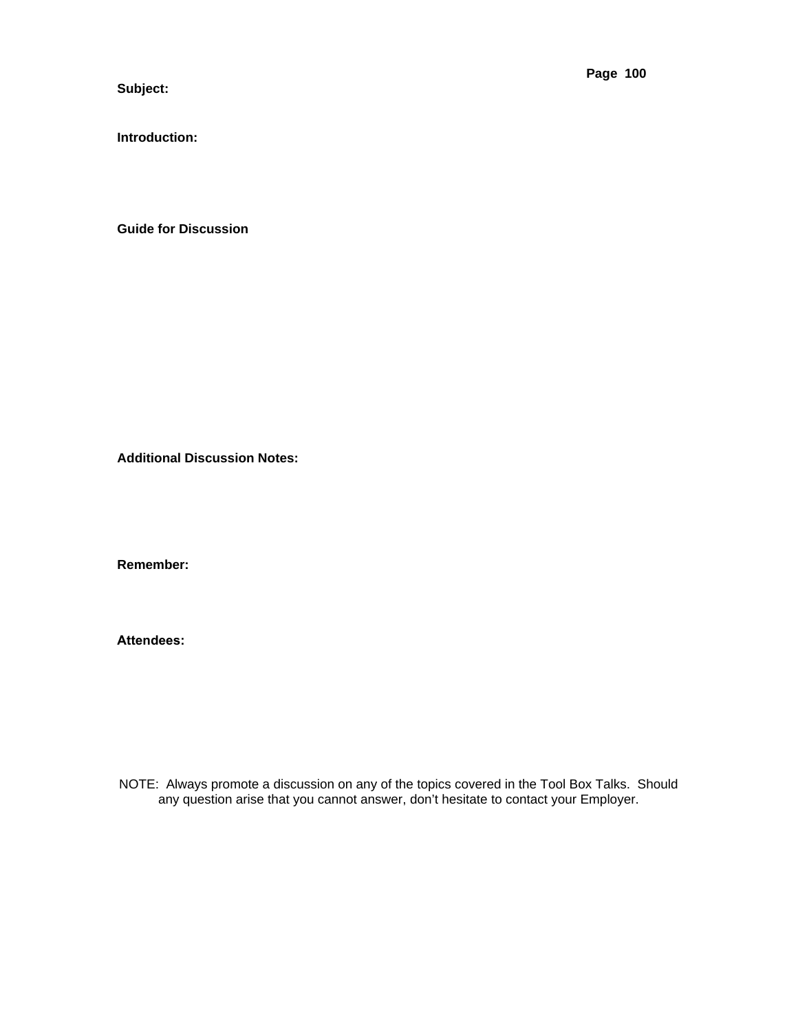**Subject:**

**Introduction:**

**Guide for Discussion**

**Additional Discussion Notes:**

**Remember:**

**Attendees:**

NOTE: Always promote a discussion on any of the topics covered in the Tool Box Talks. Should any question arise that you cannot answer, don't hesitate to contact your Employer.